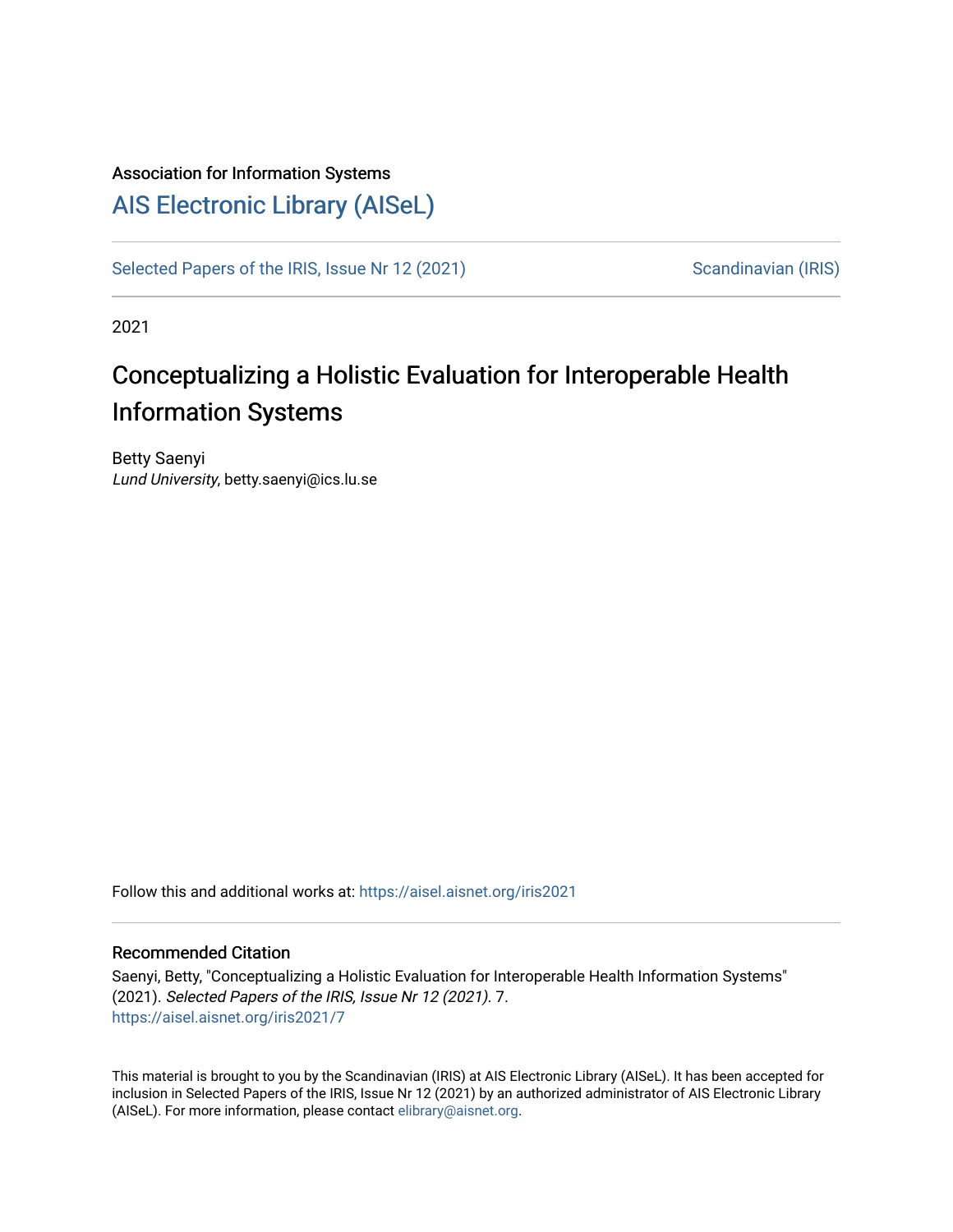Association for Information Systems

# AIS Electronic Library (AISeL)

Selected Papers of the IRIS, Issue Nr 12 (2021) | Scandinavian (IRIS)

2021

## Conceptualizing a Holistic Evaluation for Interoperable Health Information Systems

Betty Saenyi
*Lund University*, betty.saenyi@ics.lu.se

Follow this and additional works at: https://aisel.aisnet.org/iris2021

### Recommended Citation

Saenyi, Betty, "Conceptualizing a Holistic Evaluation for Interoperable Health Information Systems" (2021). *Selected Papers of the IRIS, Issue Nr 12 (2021)*. 7.
https://aisel.aisnet.org/iris2021/7

This material is brought to you by the Scandinavian (IRIS) at AIS Electronic Library (AISeL). It has been accepted for inclusion in Selected Papers of the IRIS, Issue Nr 12 (2021) by an authorized administrator of AIS Electronic Library (AISeL). For more information, please contact elibrary@aisnet.org.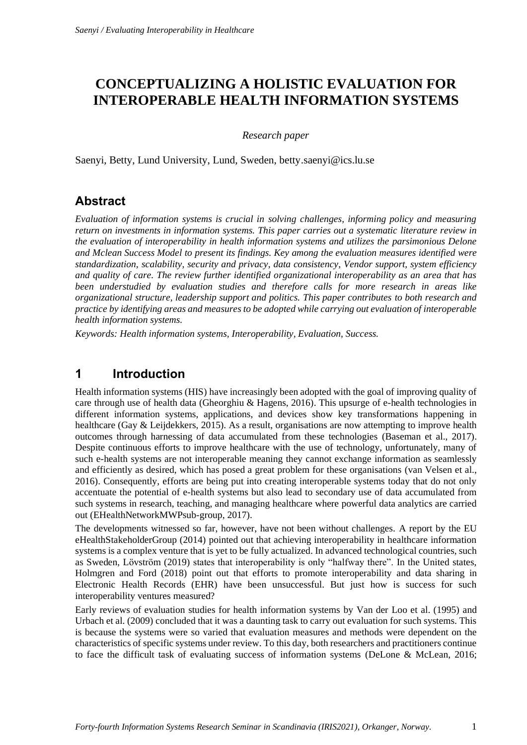# CONCEPTUALIZING A HOLISTIC EVALUATION FOR INTEROPERABLE HEALTH INFORMATION SYSTEMS

*Research paper*

Saenyi, Betty, Lund University, Lund, Sweden, betty.saenyi@ics.lu.se

## Abstract

*Evaluation of information systems is crucial in solving challenges, informing policy and measuring return on investments in information systems. This paper carries out a systematic literature review in the evaluation of interoperability in health information systems and utilizes the parsimonious Delone and Mclean Success Model to present its findings. Key among the evaluation measures identified were standardization, scalability, security and privacy, data consistency, Vendor support, system efficiency and quality of care. The review further identified organizational interoperability as an area that has been understudied by evaluation studies and therefore calls for more research in areas like organizational structure, leadership support and politics. This paper contributes to both research and practice by identifying areas and measures to be adopted while carrying out evaluation of interoperable health information systems.*

*Keywords: Health information systems, Interoperability, Evaluation, Success.*

## 1 Introduction

Health information systems (HIS) have increasingly been adopted with the goal of improving quality of care through use of health data (Gheorghiu & Hagens, 2016). This upsurge of e-health technologies in different information systems, applications, and devices show key transformations happening in healthcare (Gay & Leijdekkers, 2015). As a result, organisations are now attempting to improve health outcomes through harnessing of data accumulated from these technologies (Baseman et al., 2017). Despite continuous efforts to improve healthcare with the use of technology, unfortunately, many of such e-health systems are not interoperable meaning they cannot exchange information as seamlessly and efficiently as desired, which has posed a great problem for these organisations (van Velsen et al., 2016). Consequently, efforts are being put into creating interoperable systems today that do not only accentuate the potential of e-health systems but also lead to secondary use of data accumulated from such systems in research, teaching, and managing healthcare where powerful data analytics are carried out (EHealthNetworkMWPsub-group, 2017).

The developments witnessed so far, however, have not been without challenges. A report by the EU eHealthStakeholderGroup (2014) pointed out that achieving interoperability in healthcare information systems is a complex venture that is yet to be fully actualized. In advanced technological countries, such as Sweden, Lövström (2019) states that interoperability is only "halfway there". In the United states, Holmgren and Ford (2018) point out that efforts to promote interoperability and data sharing in Electronic Health Records (EHR) have been unsuccessful. But just how is success for such interoperability ventures measured?

Early reviews of evaluation studies for health information systems by Van der Loo et al. (1995) and Urbach et al. (2009) concluded that it was a daunting task to carry out evaluation for such systems. This is because the systems were so varied that evaluation measures and methods were dependent on the characteristics of specific systems under review. To this day, both researchers and practitioners continue to face the difficult task of evaluating success of information systems (DeLone & McLean, 2016;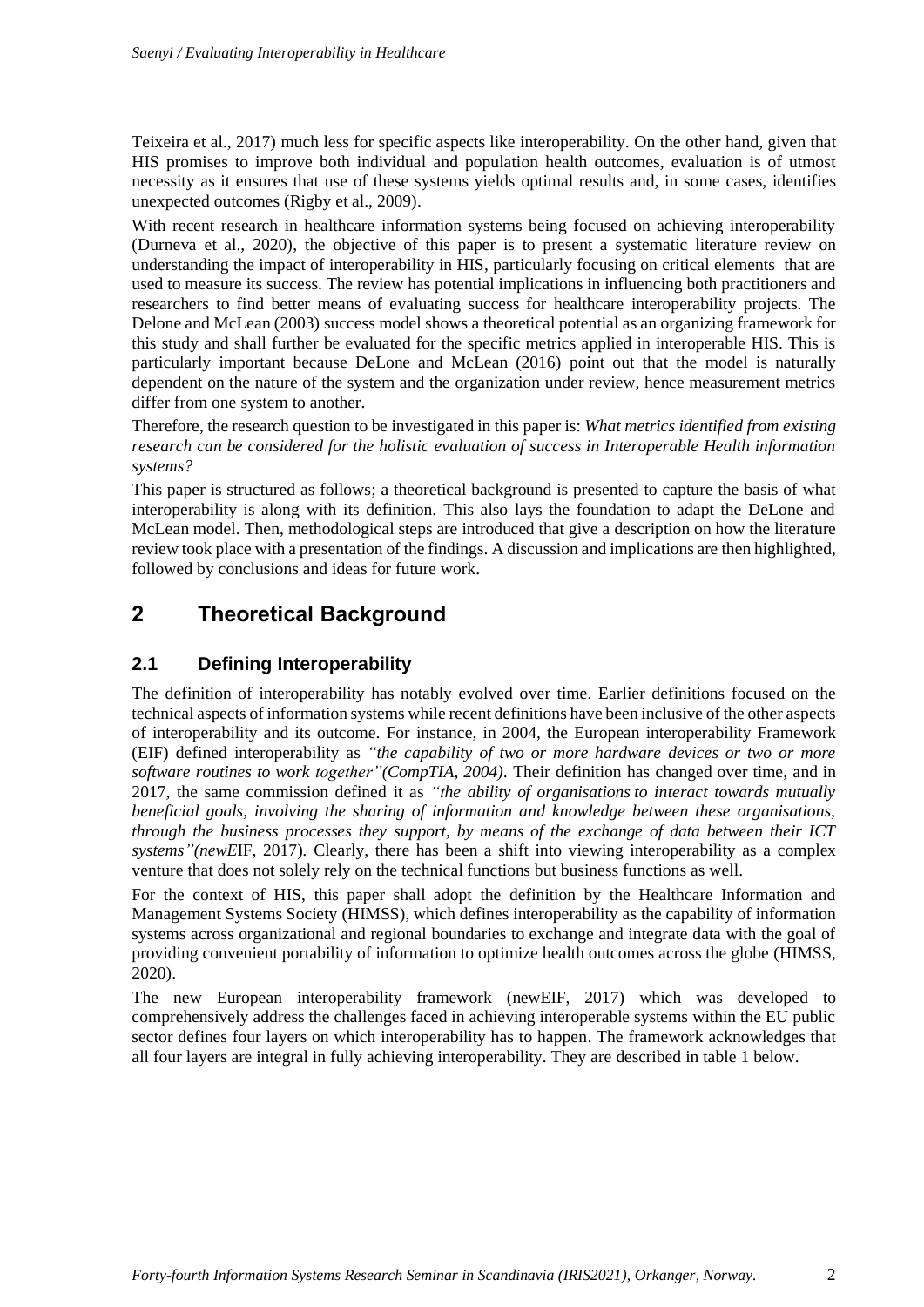Teixeira et al., 2017) much less for specific aspects like interoperability. On the other hand, given that HIS promises to improve both individual and population health outcomes, evaluation is of utmost necessity as it ensures that use of these systems yields optimal results and, in some cases, identifies unexpected outcomes (Rigby et al., 2009).

With recent research in healthcare information systems being focused on achieving interoperability (Durneva et al., 2020), the objective of this paper is to present a systematic literature review on understanding the impact of interoperability in HIS, particularly focusing on critical elements that are used to measure its success. The review has potential implications in influencing both practitioners and researchers to find better means of evaluating success for healthcare interoperability projects. The Delone and McLean (2003) success model shows a theoretical potential as an organizing framework for this study and shall further be evaluated for the specific metrics applied in interoperable HIS. This is particularly important because DeLone and McLean (2016) point out that the model is naturally dependent on the nature of the system and the organization under review, hence measurement metrics differ from one system to another.

Therefore, the research question to be investigated in this paper is: *What metrics identified from existing research can be considered for the holistic evaluation of success in Interoperable Health information systems?*

This paper is structured as follows; a theoretical background is presented to capture the basis of what interoperability is along with its definition. This also lays the foundation to adapt the DeLone and McLean model. Then, methodological steps are introduced that give a description on how the literature review took place with a presentation of the findings. A discussion and implications are then highlighted, followed by conclusions and ideas for future work.

# 2 Theoretical Background

## 2.1 Defining Interoperability

The definition of interoperability has notably evolved over time. Earlier definitions focused on the technical aspects of information systems while recent definitions have been inclusive of the other aspects of interoperability and its outcome. For instance, in 2004, the European interoperability Framework (EIF) defined interoperability as *"the capability of two or more hardware devices or two or more software routines to work together"(CompTIA, 2004)*. Their definition has changed over time, and in 2017, the same commission defined it as *"the ability of organisations to interact towards mutually beneficial goals, involving the sharing of information and knowledge between these organisations, through the business processes they support, by means of the exchange of data between their ICT systems"(newE*IF, 2017). Clearly, there has been a shift into viewing interoperability as a complex venture that does not solely rely on the technical functions but business functions as well.

For the context of HIS, this paper shall adopt the definition by the Healthcare Information and Management Systems Society (HIMSS), which defines interoperability as the capability of information systems across organizational and regional boundaries to exchange and integrate data with the goal of providing convenient portability of information to optimize health outcomes across the globe (HIMSS, 2020).

The new European interoperability framework (newEIF, 2017) which was developed to comprehensively address the challenges faced in achieving interoperable systems within the EU public sector defines four layers on which interoperability has to happen. The framework acknowledges that all four layers are integral in fully achieving interoperability. They are described in table 1 below.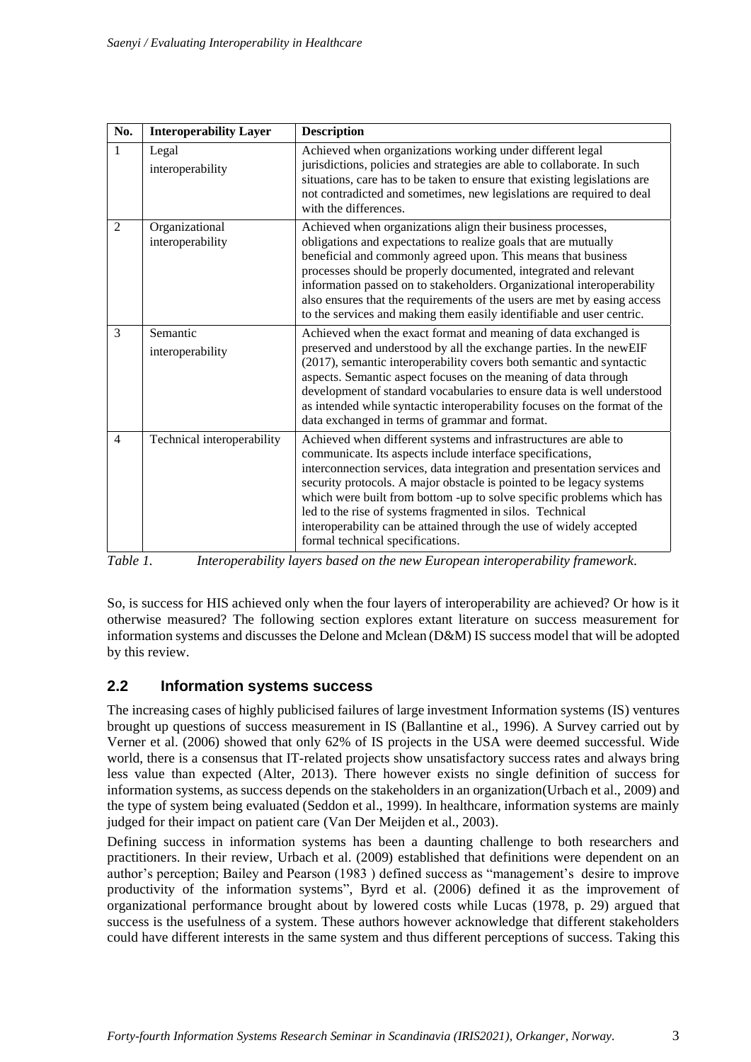| No. | Interoperability Layer | Description |
|---|---|---|
| 1 | Legal interoperability | Achieved when organizations working under different legal jurisdictions, policies and strategies are able to collaborate. In such situations, care has to be taken to ensure that existing legislations are not contradicted and sometimes, new legislations are required to deal with the differences. |
| 2 | Organizational interoperability | Achieved when organizations align their business processes, obligations and expectations to realize goals that are mutually beneficial and commonly agreed upon. This means that business processes should be properly documented, integrated and relevant information passed on to stakeholders. Organizational interoperability also ensures that the requirements of the users are met by easing access to the services and making them easily identifiable and user centric. |
| 3 | Semantic interoperability | Achieved when the exact format and meaning of data exchanged is preserved and understood by all the exchange parties. In the newEIF (2017), semantic interoperability covers both semantic and syntactic aspects. Semantic aspect focuses on the meaning of data through development of standard vocabularies to ensure data is well understood as intended while syntactic interoperability focuses on the format of the data exchanged in terms of grammar and format. |
| 4 | Technical interoperability | Achieved when different systems and infrastructures are able to communicate. Its aspects include interface specifications, interconnection services, data integration and presentation services and security protocols. A major obstacle is pointed to be legacy systems which were built from bottom -up to solve specific problems which has led to the rise of systems fragmented in silos. Technical interoperability can be attained through the use of widely accepted formal technical specifications. |

*Table 1. Interoperability layers based on the new European interoperability framework.*

So, is success for HIS achieved only when the four layers of interoperability are achieved? Or how is it otherwise measured? The following section explores extant literature on success measurement for information systems and discusses the Delone and Mclean (D&M) IS success model that will be adopted by this review.

## 2.2 Information systems success

The increasing cases of highly publicised failures of large investment Information systems (IS) ventures brought up questions of success measurement in IS (Ballantine et al., 1996). A Survey carried out by Verner et al. (2006) showed that only 62% of IS projects in the USA were deemed successful. Wide world, there is a consensus that IT-related projects show unsatisfactory success rates and always bring less value than expected (Alter, 2013). There however exists no single definition of success for information systems, as success depends on the stakeholders in an organization(Urbach et al., 2009) and the type of system being evaluated (Seddon et al., 1999). In healthcare, information systems are mainly judged for their impact on patient care (Van Der Meijden et al., 2003).

Defining success in information systems has been a daunting challenge to both researchers and practitioners. In their review, Urbach et al. (2009) established that definitions were dependent on an author's perception; Bailey and Pearson (1983 ) defined success as "management's desire to improve productivity of the information systems", Byrd et al. (2006) defined it as the improvement of organizational performance brought about by lowered costs while Lucas (1978, p. 29) argued that success is the usefulness of a system. These authors however acknowledge that different stakeholders could have different interests in the same system and thus different perceptions of success. Taking this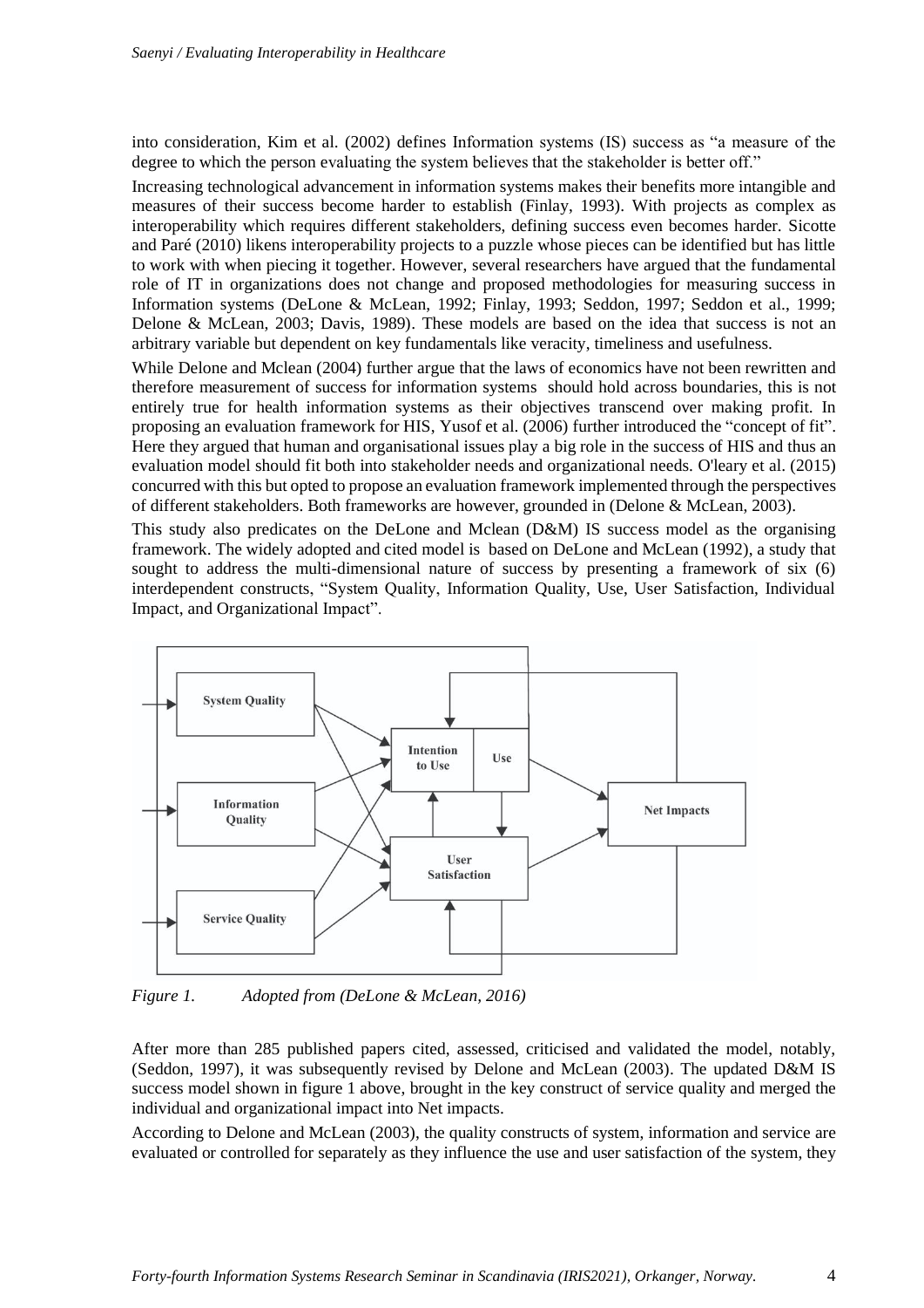into consideration, Kim et al. (2002) defines Information systems (IS) success as "a measure of the degree to which the person evaluating the system believes that the stakeholder is better off."

Increasing technological advancement in information systems makes their benefits more intangible and measures of their success become harder to establish (Finlay, 1993). With projects as complex as interoperability which requires different stakeholders, defining success even becomes harder. Sicotte and Paré (2010) likens interoperability projects to a puzzle whose pieces can be identified but has little to work with when piecing it together. However, several researchers have argued that the fundamental role of IT in organizations does not change and proposed methodologies for measuring success in Information systems (DeLone & McLean, 1992; Finlay, 1993; Seddon, 1997; Seddon et al., 1999; Delone & McLean, 2003; Davis, 1989). These models are based on the idea that success is not an arbitrary variable but dependent on key fundamentals like veracity, timeliness and usefulness.

While Delone and Mclean (2004) further argue that the laws of economics have not been rewritten and therefore measurement of success for information systems should hold across boundaries, this is not entirely true for health information systems as their objectives transcend over making profit. In proposing an evaluation framework for HIS, Yusof et al. (2006) further introduced the "concept of fit". Here they argued that human and organisational issues play a big role in the success of HIS and thus an evaluation model should fit both into stakeholder needs and organizational needs. O'leary et al. (2015) concurred with this but opted to propose an evaluation framework implemented through the perspectives of different stakeholders. Both frameworks are however, grounded in (Delone & McLean, 2003).

This study also predicates on the DeLone and Mclean (D&M) IS success model as the organising framework. The widely adopted and cited model is based on DeLone and McLean (1992), a study that sought to address the multi-dimensional nature of success by presenting a framework of six (6) interdependent constructs, "System Quality, Information Quality, Use, User Satisfaction, Individual Impact, and Organizational Impact".

*Figure 1. Adopted from (DeLone & McLean, 2016)*

After more than 285 published papers cited, assessed, criticised and validated the model, notably, (Seddon, 1997), it was subsequently revised by Delone and McLean (2003). The updated D&M IS success model shown in figure 1 above, brought in the key construct of service quality and merged the individual and organizational impact into Net impacts.

According to Delone and McLean (2003), the quality constructs of system, information and service are evaluated or controlled for separately as they influence the use and user satisfaction of the system, they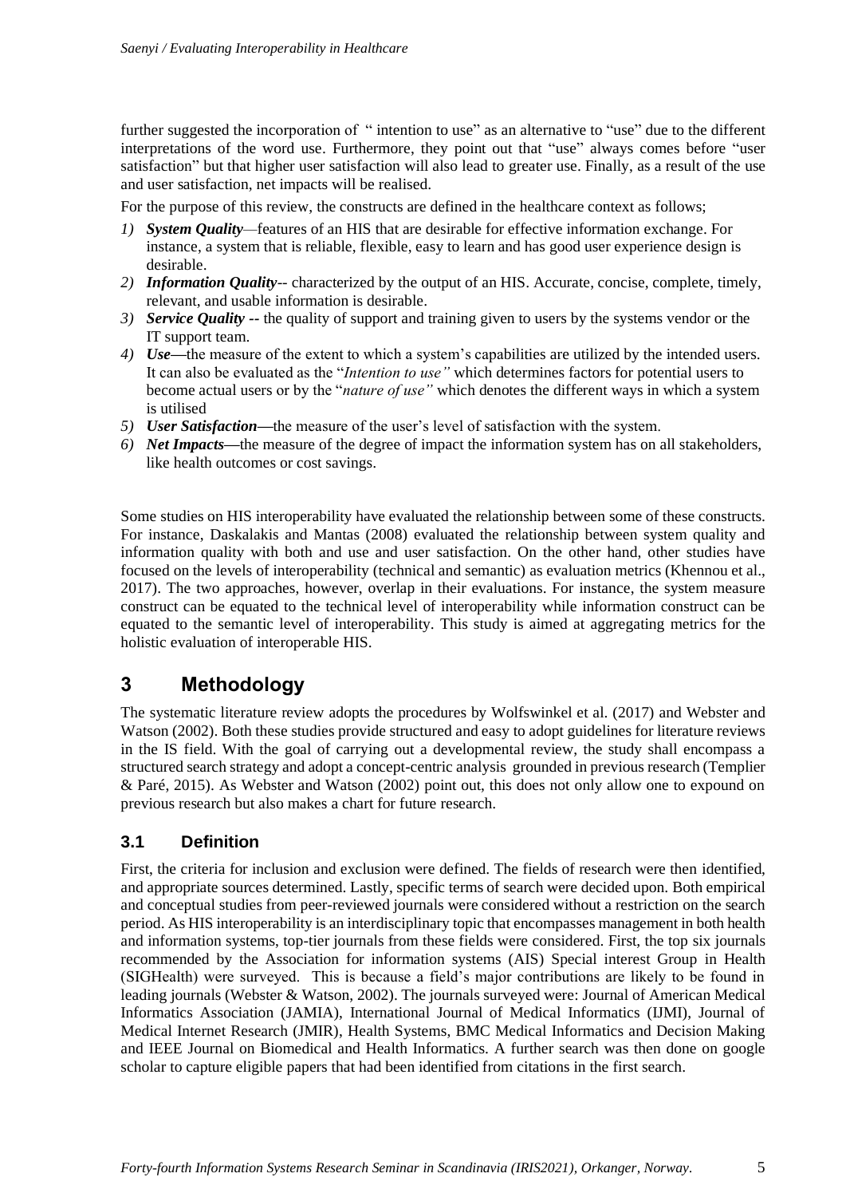further suggested the incorporation of " intention to use" as an alternative to "use" due to the different interpretations of the word use. Furthermore, they point out that "use" always comes before "user satisfaction" but that higher user satisfaction will also lead to greater use. Finally, as a result of the use and user satisfaction, net impacts will be realised.

For the purpose of this review, the constructs are defined in the healthcare context as follows;

1) ***System Quality***—features of an HIS that are desirable for effective information exchange. For instance, a system that is reliable, flexible, easy to learn and has good user experience design is desirable.
2) ***Information Quality***-- characterized by the output of an HIS. Accurate, concise, complete, timely, relevant, and usable information is desirable.
3) ***Service Quality --*** the quality of support and training given to users by the systems vendor or the IT support team.
4) ***Use***—the measure of the extent to which a system's capabilities are utilized by the intended users. It can also be evaluated as the "*Intention to use"* which determines factors for potential users to become actual users or by the "*nature of use"* which denotes the different ways in which a system is utilised
5) ***User Satisfaction***—the measure of the user's level of satisfaction with the system.
6) ***Net Impacts***—the measure of the degree of impact the information system has on all stakeholders, like health outcomes or cost savings.

Some studies on HIS interoperability have evaluated the relationship between some of these constructs. For instance, Daskalakis and Mantas (2008) evaluated the relationship between system quality and information quality with both and use and user satisfaction. On the other hand, other studies have focused on the levels of interoperability (technical and semantic) as evaluation metrics (Khennou et al., 2017). The two approaches, however, overlap in their evaluations. For instance, the system measure construct can be equated to the technical level of interoperability while information construct can be equated to the semantic level of interoperability. This study is aimed at aggregating metrics for the holistic evaluation of interoperable HIS.

# 3 Methodology

The systematic literature review adopts the procedures by Wolfswinkel et al. (2017) and Webster and Watson (2002). Both these studies provide structured and easy to adopt guidelines for literature reviews in the IS field. With the goal of carrying out a developmental review, the study shall encompass a structured search strategy and adopt a concept-centric analysis grounded in previous research (Templier & Paré, 2015). As Webster and Watson (2002) point out, this does not only allow one to expound on previous research but also makes a chart for future research.

## 3.1 Definition

First, the criteria for inclusion and exclusion were defined. The fields of research were then identified, and appropriate sources determined. Lastly, specific terms of search were decided upon. Both empirical and conceptual studies from peer-reviewed journals were considered without a restriction on the search period. As HIS interoperability is an interdisciplinary topic that encompasses management in both health and information systems, top-tier journals from these fields were considered. First, the top six journals recommended by the Association for information systems (AIS) Special interest Group in Health (SIGHealth) were surveyed. This is because a field's major contributions are likely to be found in leading journals (Webster & Watson, 2002). The journals surveyed were: Journal of American Medical Informatics Association (JAMIA), International Journal of Medical Informatics (IJMI), Journal of Medical Internet Research (JMIR), Health Systems, BMC Medical Informatics and Decision Making and IEEE Journal on Biomedical and Health Informatics. A further search was then done on google scholar to capture eligible papers that had been identified from citations in the first search.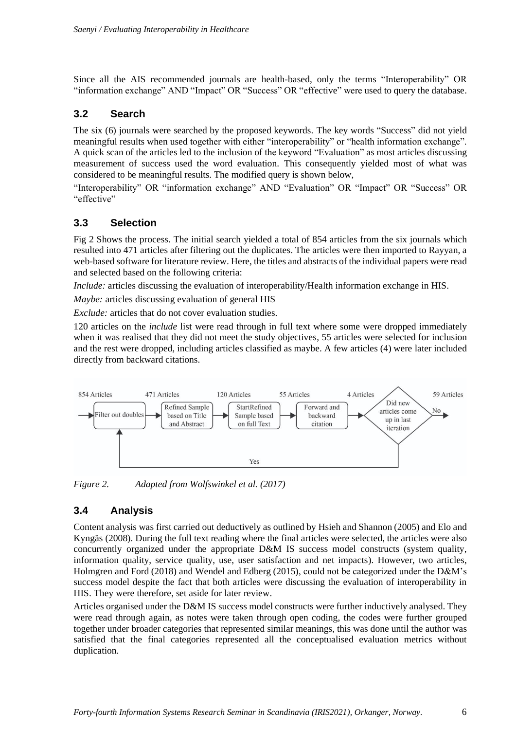Since all the AIS recommended journals are health-based, only the terms "Interoperability" OR "information exchange" AND "Impact" OR "Success" OR "effective" were used to query the database.

## 3.2 Search

The six (6) journals were searched by the proposed keywords. The key words "Success" did not yield meaningful results when used together with either "interoperability" or "health information exchange". A quick scan of the articles led to the inclusion of the keyword "Evaluation" as most articles discussing measurement of success used the word evaluation. This consequently yielded most of what was considered to be meaningful results. The modified query is shown below,

"Interoperability" OR "information exchange" AND "Evaluation" OR "Impact" OR "Success" OR "effective"

## 3.3 Selection

Fig 2 Shows the process. The initial search yielded a total of 854 articles from the six journals which resulted into 471 articles after filtering out the duplicates. The articles were then imported to Rayyan, a web-based software for literature review. Here, the titles and abstracts of the individual papers were read and selected based on the following criteria:

*Include:* articles discussing the evaluation of interoperability/Health information exchange in HIS.

*Maybe:* articles discussing evaluation of general HIS

*Exclude:* articles that do not cover evaluation studies.

120 articles on the *include* list were read through in full text where some were dropped immediately when it was realised that they did not meet the study objectives, 55 articles were selected for inclusion and the rest were dropped, including articles classified as maybe. A few articles (4) were later included directly from backward citations.

854 Articles → Filter out doubles → 471 Articles → Refined Sample based on Title and Abstract → 120 Articles → StartRefined Sample based on full Text → 55 Articles → Forward and backward citation → 4 Articles → Did new articles come up in last iteration? No → 59 Articles; Yes → back to Filter out doubles

*Figure 2. Adapted from Wolfswinkel et al. (2017)*

## 3.4 Analysis

Content analysis was first carried out deductively as outlined by Hsieh and Shannon (2005) and Elo and Kyngäs (2008). During the full text reading where the final articles were selected, the articles were also concurrently organized under the appropriate D&M IS success model constructs (system quality, information quality, service quality, use, user satisfaction and net impacts). However, two articles, Holmgren and Ford (2018) and Wendel and Edberg (2015), could not be categorized under the D&M's success model despite the fact that both articles were discussing the evaluation of interoperability in HIS. They were therefore, set aside for later review.

Articles organised under the D&M IS success model constructs were further inductively analysed. They were read through again, as notes were taken through open coding, the codes were further grouped together under broader categories that represented similar meanings, this was done until the author was satisfied that the final categories represented all the conceptualised evaluation metrics without duplication.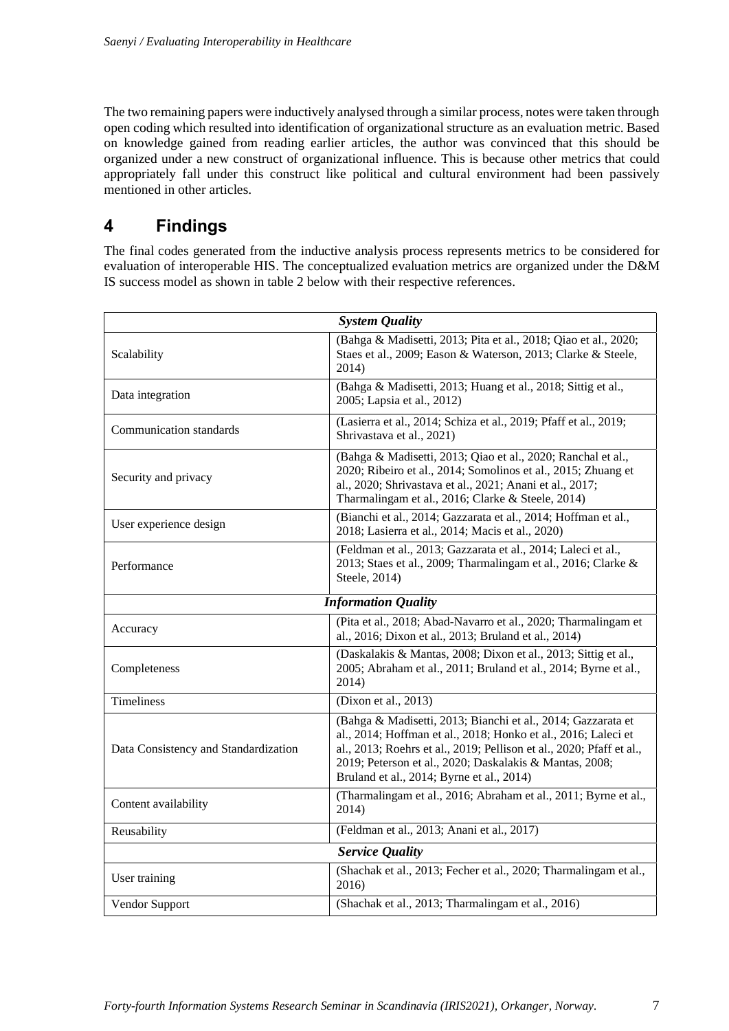The two remaining papers were inductively analysed through a similar process, notes were taken through open coding which resulted into identification of organizational structure as an evaluation metric. Based on knowledge gained from reading earlier articles, the author was convinced that this should be organized under a new construct of organizational influence. This is because other metrics that could appropriately fall under this construct like political and cultural environment had been passively mentioned in other articles.

# 4 Findings

The final codes generated from the inductive analysis process represents metrics to be considered for evaluation of interoperable HIS. The conceptualized evaluation metrics are organized under the D&M IS success model as shown in table 2 below with their respective references.

| ***System Quality*** | |
|---|---|
| Scalability | (Bahga & Madisetti, 2013; Pita et al., 2018; Qiao et al., 2020; Staes et al., 2009; Eason & Waterson, 2013; Clarke & Steele, 2014) |
| Data integration | (Bahga & Madisetti, 2013; Huang et al., 2018; Sittig et al., 2005; Lapsia et al., 2012) |
| Communication standards | (Lasierra et al., 2014; Schiza et al., 2019; Pfaff et al., 2019; Shrivastava et al., 2021) |
| Security and privacy | (Bahga & Madisetti, 2013; Qiao et al., 2020; Ranchal et al., 2020; Ribeiro et al., 2014; Somolinos et al., 2015; Zhuang et al., 2020; Shrivastava et al., 2021; Anani et al., 2017; Tharmalingam et al., 2016; Clarke & Steele, 2014) |
| User experience design | (Bianchi et al., 2014; Gazzarata et al., 2014; Hoffman et al., 2018; Lasierra et al., 2014; Macis et al., 2020) |
| Performance | (Feldman et al., 2013; Gazzarata et al., 2014; Laleci et al., 2013; Staes et al., 2009; Tharmalingam et al., 2016; Clarke & Steele, 2014) |
| ***Information Quality*** | |
| Accuracy | (Pita et al., 2018; Abad-Navarro et al., 2020; Tharmalingam et al., 2016; Dixon et al., 2013; Bruland et al., 2014) |
| Completeness | (Daskalakis & Mantas, 2008; Dixon et al., 2013; Sittig et al., 2005; Abraham et al., 2011; Bruland et al., 2014; Byrne et al., 2014) |
| Timeliness | (Dixon et al., 2013) |
| Data Consistency and Standardization | (Bahga & Madisetti, 2013; Bianchi et al., 2014; Gazzarata et al., 2014; Hoffman et al., 2018; Honko et al., 2016; Laleci et al., 2013; Roehrs et al., 2019; Pellison et al., 2020; Pfaff et al., 2019; Peterson et al., 2020; Daskalakis & Mantas, 2008; Bruland et al., 2014; Byrne et al., 2014) |
| Content availability | (Tharmalingam et al., 2016; Abraham et al., 2011; Byrne et al., 2014) |
| Reusability | (Feldman et al., 2013; Anani et al., 2017) |
| ***Service Quality*** | |
| User training | (Shachak et al., 2013; Fecher et al., 2020; Tharmalingam et al., 2016) |
| Vendor Support | (Shachak et al., 2013; Tharmalingam et al., 2016) |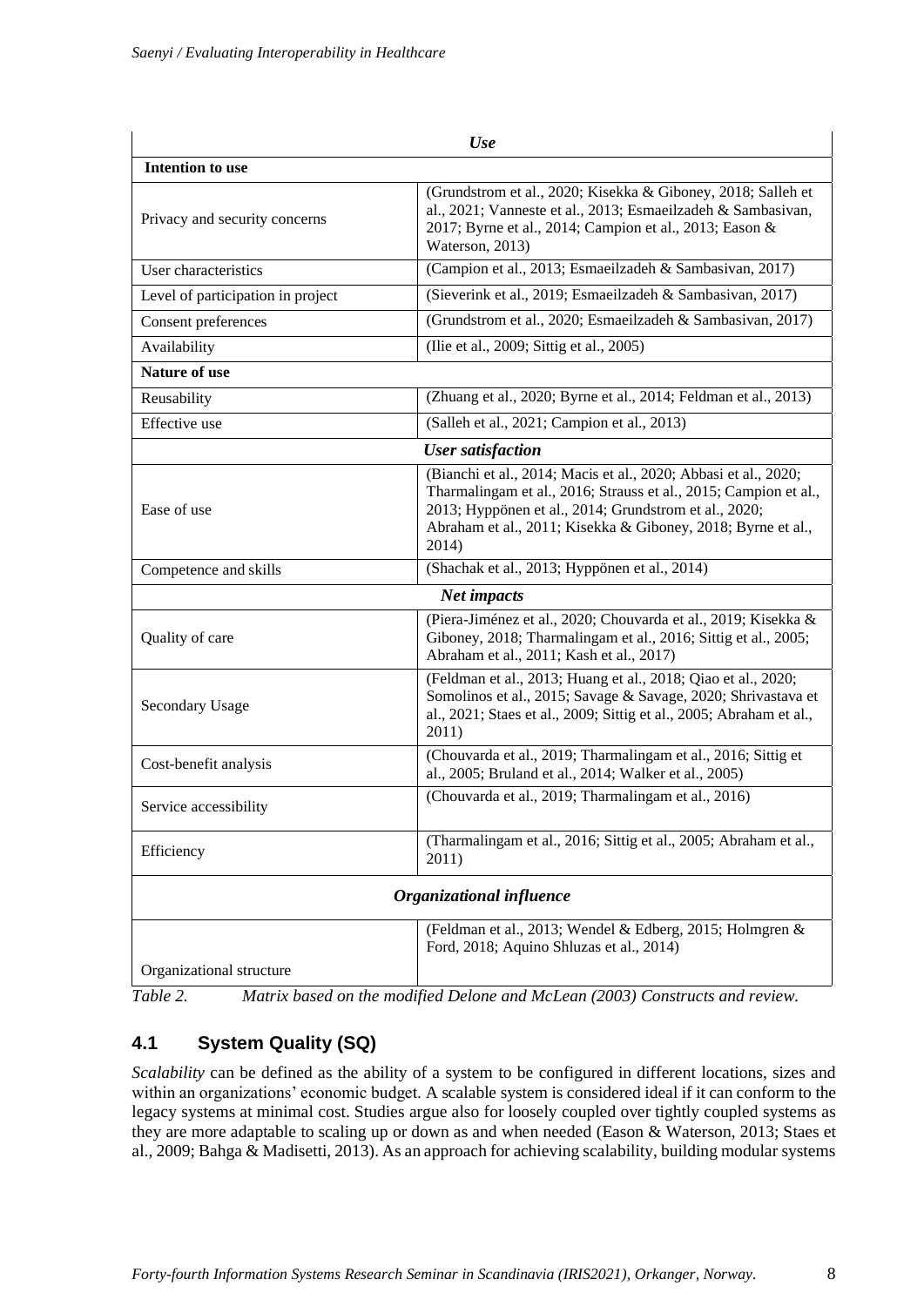| *Use* | |
|---|---|
| **Intention to use** | |
| Privacy and security concerns | (Grundstrom et al., 2020; Kisekka & Giboney, 2018; Salleh et al., 2021; Vanneste et al., 2013; Esmaeilzadeh & Sambasivan, 2017; Byrne et al., 2014; Campion et al., 2013; Eason & Waterson, 2013) |
| User characteristics | (Campion et al., 2013; Esmaeilzadeh & Sambasivan, 2017) |
| Level of participation in project | (Sieverink et al., 2019; Esmaeilzadeh & Sambasivan, 2017) |
| Consent preferences | (Grundstrom et al., 2020; Esmaeilzadeh & Sambasivan, 2017) |
| Availability | (Ilie et al., 2009; Sittig et al., 2005) |
| **Nature of use** | |
| Reusability | (Zhuang et al., 2020; Byrne et al., 2014; Feldman et al., 2013) |
| Effective use | (Salleh et al., 2021; Campion et al., 2013) |
| *User satisfaction* | |
| Ease of use | (Bianchi et al., 2014; Macis et al., 2020; Abbasi et al., 2020; Tharmalingam et al., 2016; Strauss et al., 2015; Campion et al., 2013; Hyppönen et al., 2014; Grundstrom et al., 2020; Abraham et al., 2011; Kisekka & Giboney, 2018; Byrne et al., 2014) |
| Competence and skills | (Shachak et al., 2013; Hyppönen et al., 2014) |
| *Net impacts* | |
| Quality of care | (Piera-Jiménez et al., 2020; Chouvarda et al., 2019; Kisekka & Giboney, 2018; Tharmalingam et al., 2016; Sittig et al., 2005; Abraham et al., 2011; Kash et al., 2017) |
| Secondary Usage | (Feldman et al., 2013; Huang et al., 2018; Qiao et al., 2020; Somolinos et al., 2015; Savage & Savage, 2020; Shrivastava et al., 2021; Staes et al., 2009; Sittig et al., 2005; Abraham et al., 2011) |
| Cost-benefit analysis | (Chouvarda et al., 2019; Tharmalingam et al., 2016; Sittig et al., 2005; Bruland et al., 2014; Walker et al., 2005) |
| Service accessibility | (Chouvarda et al., 2019; Tharmalingam et al., 2016) |
| Efficiency | (Tharmalingam et al., 2016; Sittig et al., 2005; Abraham et al., 2011) |
| ***Organizational influence*** | |
| Organizational structure | (Feldman et al., 2013; Wendel & Edberg, 2015; Holmgren & Ford, 2018; Aquino Shluzas et al., 2014) |

*Table 2. Matrix based on the modified Delone and McLean (2003) Constructs and review.*

## 4.1 System Quality (SQ)

*Scalability* can be defined as the ability of a system to be configured in different locations, sizes and within an organizations' economic budget. A scalable system is considered ideal if it can conform to the legacy systems at minimal cost. Studies argue also for loosely coupled over tightly coupled systems as they are more adaptable to scaling up or down as and when needed (Eason & Waterson, 2013; Staes et al., 2009; Bahga & Madisetti, 2013). As an approach for achieving scalability, building modular systems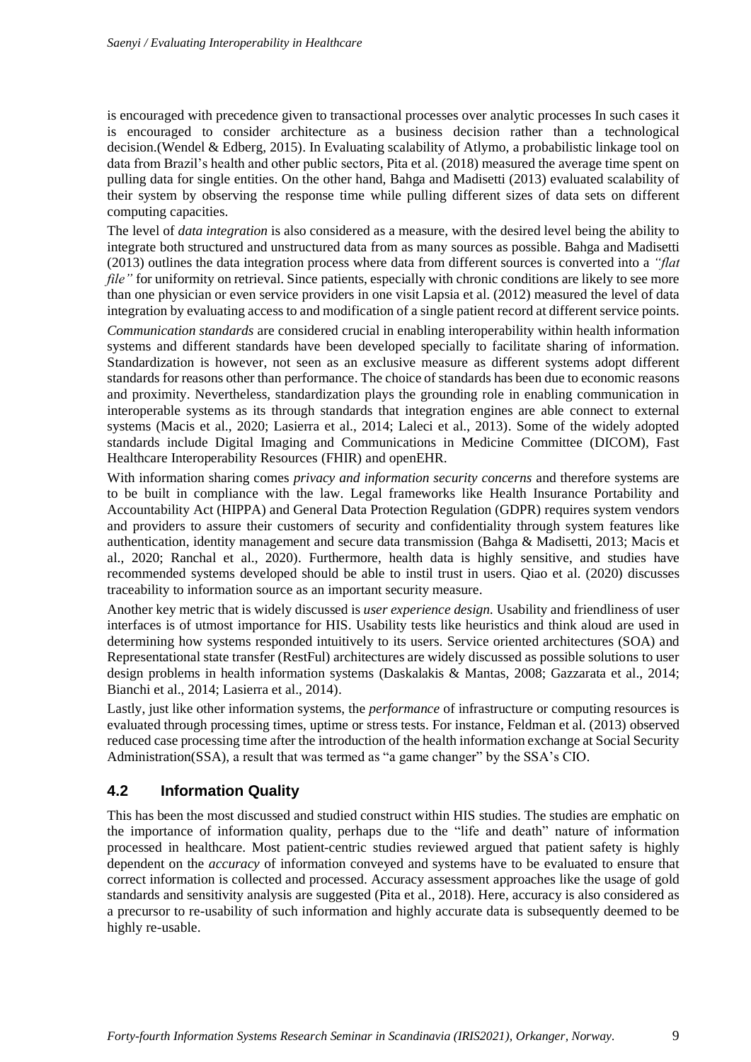is encouraged with precedence given to transactional processes over analytic processes In such cases it is encouraged to consider architecture as a business decision rather than a technological decision.(Wendel & Edberg, 2015). In Evaluating scalability of Atlymo, a probabilistic linkage tool on data from Brazil's health and other public sectors, Pita et al. (2018) measured the average time spent on pulling data for single entities. On the other hand, Bahga and Madisetti (2013) evaluated scalability of their system by observing the response time while pulling different sizes of data sets on different computing capacities.

The level of *data integration* is also considered as a measure, with the desired level being the ability to integrate both structured and unstructured data from as many sources as possible. Bahga and Madisetti (2013) outlines the data integration process where data from different sources is converted into a *"flat file"* for uniformity on retrieval. Since patients, especially with chronic conditions are likely to see more than one physician or even service providers in one visit Lapsia et al. (2012) measured the level of data integration by evaluating access to and modification of a single patient record at different service points.

*Communication standards* are considered crucial in enabling interoperability within health information systems and different standards have been developed specially to facilitate sharing of information. Standardization is however, not seen as an exclusive measure as different systems adopt different standards for reasons other than performance. The choice of standards has been due to economic reasons and proximity. Nevertheless, standardization plays the grounding role in enabling communication in interoperable systems as its through standards that integration engines are able connect to external systems (Macis et al., 2020; Lasierra et al., 2014; Laleci et al., 2013). Some of the widely adopted standards include Digital Imaging and Communications in Medicine Committee (DICOM), Fast Healthcare Interoperability Resources (FHIR) and openEHR.

With information sharing comes *privacy and information security concerns* and therefore systems are to be built in compliance with the law. Legal frameworks like Health Insurance Portability and Accountability Act (HIPPA) and General Data Protection Regulation (GDPR) requires system vendors and providers to assure their customers of security and confidentiality through system features like authentication, identity management and secure data transmission (Bahga & Madisetti, 2013; Macis et al., 2020; Ranchal et al., 2020). Furthermore, health data is highly sensitive, and studies have recommended systems developed should be able to instil trust in users. Qiao et al. (2020) discusses traceability to information source as an important security measure.

Another key metric that is widely discussed is *user experience design*. Usability and friendliness of user interfaces is of utmost importance for HIS. Usability tests like heuristics and think aloud are used in determining how systems responded intuitively to its users. Service oriented architectures (SOA) and Representational state transfer (RestFul) architectures are widely discussed as possible solutions to user design problems in health information systems (Daskalakis & Mantas, 2008; Gazzarata et al., 2014; Bianchi et al., 2014; Lasierra et al., 2014).

Lastly, just like other information systems, the *performance* of infrastructure or computing resources is evaluated through processing times, uptime or stress tests. For instance, Feldman et al. (2013) observed reduced case processing time after the introduction of the health information exchange at Social Security Administration(SSA), a result that was termed as "a game changer" by the SSA's CIO.

## 4.2 Information Quality

This has been the most discussed and studied construct within HIS studies. The studies are emphatic on the importance of information quality, perhaps due to the "life and death" nature of information processed in healthcare. Most patient-centric studies reviewed argued that patient safety is highly dependent on the *accuracy* of information conveyed and systems have to be evaluated to ensure that correct information is collected and processed. Accuracy assessment approaches like the usage of gold standards and sensitivity analysis are suggested (Pita et al., 2018). Here, accuracy is also considered as a precursor to re-usability of such information and highly accurate data is subsequently deemed to be highly re-usable.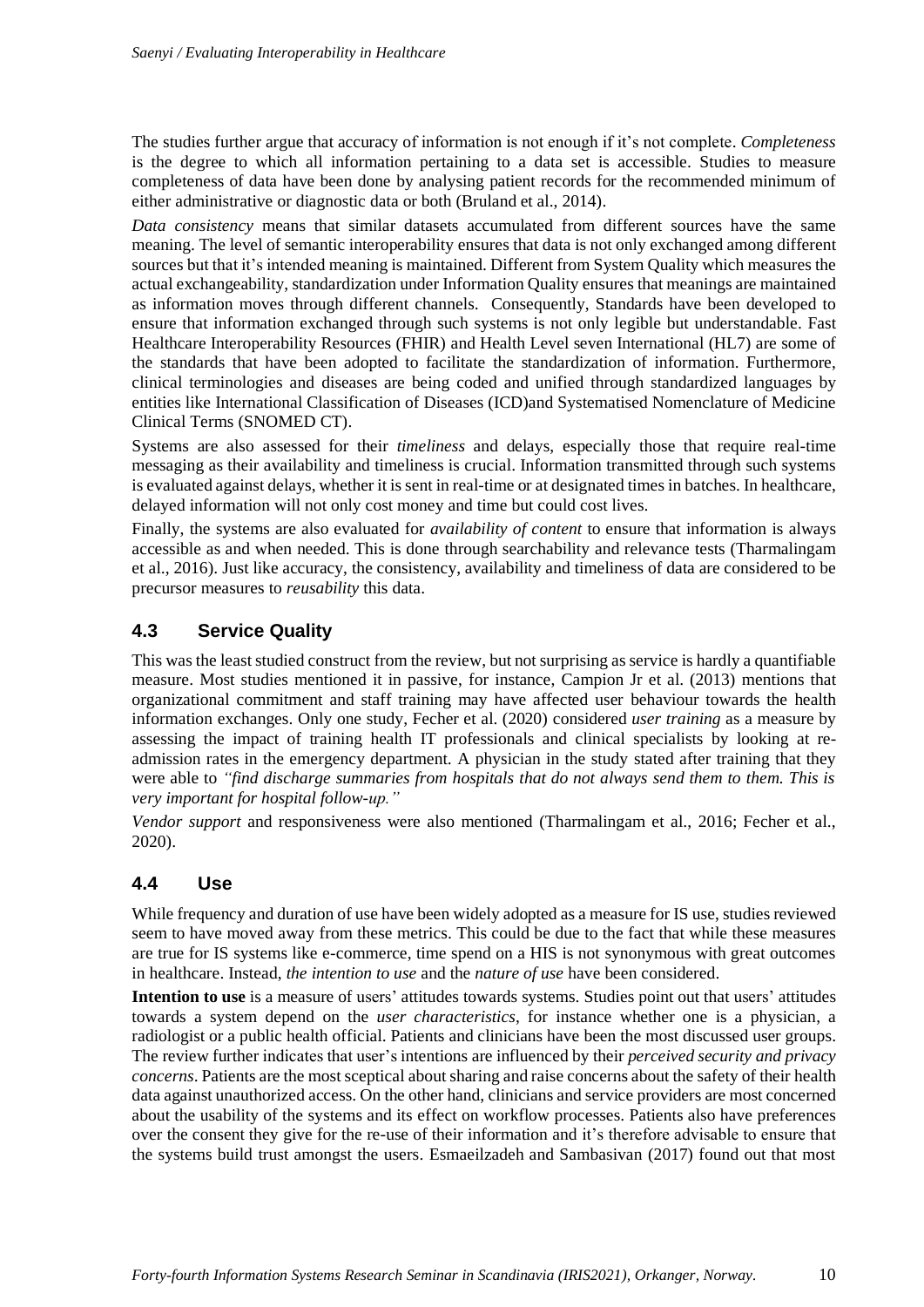The studies further argue that accuracy of information is not enough if it's not complete. *Completeness* is the degree to which all information pertaining to a data set is accessible. Studies to measure completeness of data have been done by analysing patient records for the recommended minimum of either administrative or diagnostic data or both (Bruland et al., 2014).

*Data consistency* means that similar datasets accumulated from different sources have the same meaning. The level of semantic interoperability ensures that data is not only exchanged among different sources but that it's intended meaning is maintained. Different from System Quality which measures the actual exchangeability, standardization under Information Quality ensures that meanings are maintained as information moves through different channels. Consequently, Standards have been developed to ensure that information exchanged through such systems is not only legible but understandable. Fast Healthcare Interoperability Resources (FHIR) and Health Level seven International (HL7) are some of the standards that have been adopted to facilitate the standardization of information. Furthermore, clinical terminologies and diseases are being coded and unified through standardized languages by entities like International Classification of Diseases (ICD)and Systematised Nomenclature of Medicine Clinical Terms (SNOMED CT).

Systems are also assessed for their *timeliness* and delays, especially those that require real-time messaging as their availability and timeliness is crucial. Information transmitted through such systems is evaluated against delays, whether it is sent in real-time or at designated times in batches. In healthcare, delayed information will not only cost money and time but could cost lives.

Finally, the systems are also evaluated for *availability of content* to ensure that information is always accessible as and when needed. This is done through searchability and relevance tests (Tharmalingam et al., 2016). Just like accuracy, the consistency, availability and timeliness of data are considered to be precursor measures to *reusability* this data.

## 4.3 Service Quality

This was the least studied construct from the review, but not surprising as service is hardly a quantifiable measure. Most studies mentioned it in passive, for instance, Campion Jr et al. (2013) mentions that organizational commitment and staff training may have affected user behaviour towards the health information exchanges. Only one study, Fecher et al. (2020) considered *user training* as a measure by assessing the impact of training health IT professionals and clinical specialists by looking at re-admission rates in the emergency department. A physician in the study stated after training that they were able to *"find discharge summaries from hospitals that do not always send them to them. This is very important for hospital follow-up."*

*Vendor support* and responsiveness were also mentioned (Tharmalingam et al., 2016; Fecher et al., 2020).

## 4.4 Use

While frequency and duration of use have been widely adopted as a measure for IS use, studies reviewed seem to have moved away from these metrics. This could be due to the fact that while these measures are true for IS systems like e-commerce, time spend on a HIS is not synonymous with great outcomes in healthcare. Instead, *the intention to use* and the *nature of use* have been considered.

**Intention to use** is a measure of users' attitudes towards systems. Studies point out that users' attitudes towards a system depend on the *user characteristics*, for instance whether one is a physician, a radiologist or a public health official. Patients and clinicians have been the most discussed user groups. The review further indicates that user's intentions are influenced by their *perceived security and privacy concerns*. Patients are the most sceptical about sharing and raise concerns about the safety of their health data against unauthorized access. On the other hand, clinicians and service providers are most concerned about the usability of the systems and its effect on workflow processes. Patients also have preferences over the consent they give for the re-use of their information and it's therefore advisable to ensure that the systems build trust amongst the users. Esmaeilzadeh and Sambasivan (2017) found out that most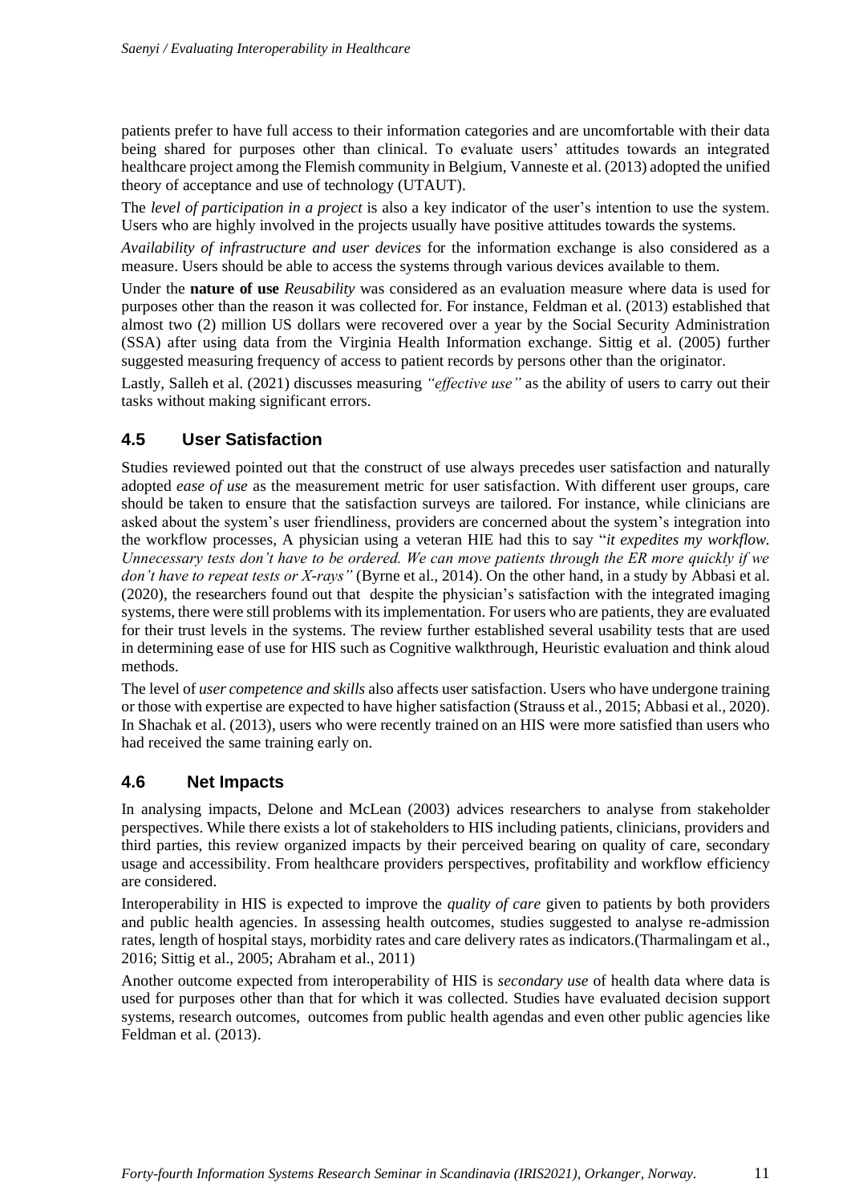patients prefer to have full access to their information categories and are uncomfortable with their data being shared for purposes other than clinical. To evaluate users' attitudes towards an integrated healthcare project among the Flemish community in Belgium, Vanneste et al. (2013) adopted the unified theory of acceptance and use of technology (UTAUT).

The *level of participation in a project* is also a key indicator of the user's intention to use the system. Users who are highly involved in the projects usually have positive attitudes towards the systems.

*Availability of infrastructure and user devices* for the information exchange is also considered as a measure. Users should be able to access the systems through various devices available to them.

Under the **nature of use** *Reusability* was considered as an evaluation measure where data is used for purposes other than the reason it was collected for. For instance, Feldman et al. (2013) established that almost two (2) million US dollars were recovered over a year by the Social Security Administration (SSA) after using data from the Virginia Health Information exchange. Sittig et al. (2005) further suggested measuring frequency of access to patient records by persons other than the originator.

Lastly, Salleh et al. (2021) discusses measuring *"effective use"* as the ability of users to carry out their tasks without making significant errors.

## 4.5 User Satisfaction

Studies reviewed pointed out that the construct of use always precedes user satisfaction and naturally adopted *ease of use* as the measurement metric for user satisfaction. With different user groups, care should be taken to ensure that the satisfaction surveys are tailored. For instance, while clinicians are asked about the system's user friendliness, providers are concerned about the system's integration into the workflow processes, A physician using a veteran HIE had this to say "*it expedites my workflow. Unnecessary tests don't have to be ordered. We can move patients through the ER more quickly if we don't have to repeat tests or X-rays"* (Byrne et al., 2014). On the other hand, in a study by Abbasi et al. (2020), the researchers found out that despite the physician's satisfaction with the integrated imaging systems, there were still problems with its implementation. For users who are patients, they are evaluated for their trust levels in the systems. The review further established several usability tests that are used in determining ease of use for HIS such as Cognitive walkthrough, Heuristic evaluation and think aloud methods.

The level of *user competence and skills* also affects user satisfaction. Users who have undergone training or those with expertise are expected to have higher satisfaction (Strauss et al., 2015; Abbasi et al., 2020). In Shachak et al. (2013), users who were recently trained on an HIS were more satisfied than users who had received the same training early on.

## 4.6 Net Impacts

In analysing impacts, Delone and McLean (2003) advices researchers to analyse from stakeholder perspectives. While there exists a lot of stakeholders to HIS including patients, clinicians, providers and third parties, this review organized impacts by their perceived bearing on quality of care, secondary usage and accessibility. From healthcare providers perspectives, profitability and workflow efficiency are considered.

Interoperability in HIS is expected to improve the *quality of care* given to patients by both providers and public health agencies. In assessing health outcomes, studies suggested to analyse re-admission rates, length of hospital stays, morbidity rates and care delivery rates as indicators.(Tharmalingam et al., 2016; Sittig et al., 2005; Abraham et al., 2011)

Another outcome expected from interoperability of HIS is *secondary use* of health data where data is used for purposes other than that for which it was collected. Studies have evaluated decision support systems, research outcomes, outcomes from public health agendas and even other public agencies like Feldman et al. (2013).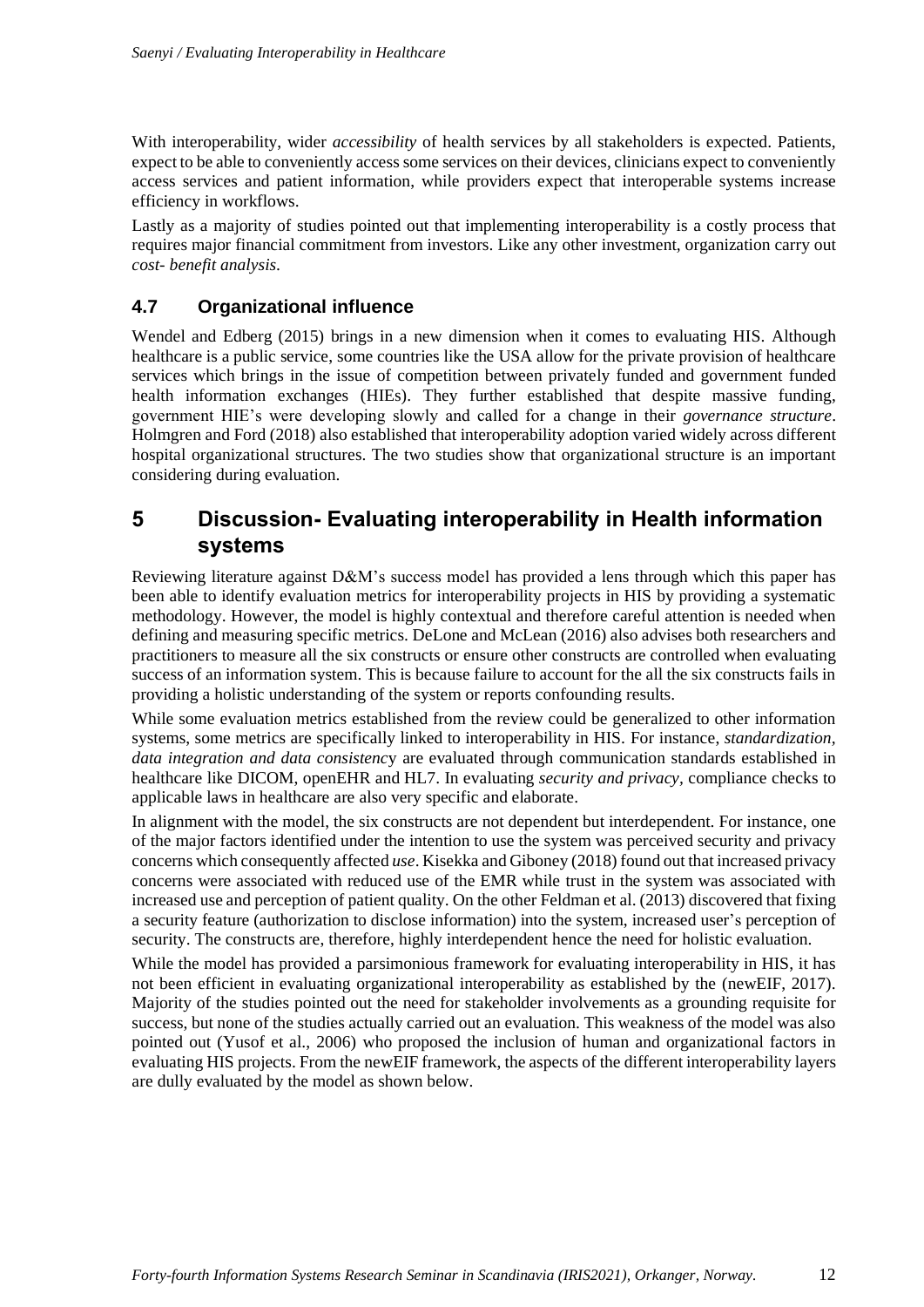With interoperability, wider *accessibility* of health services by all stakeholders is expected. Patients, expect to be able to conveniently access some services on their devices, clinicians expect to conveniently access services and patient information, while providers expect that interoperable systems increase efficiency in workflows.

Lastly as a majority of studies pointed out that implementing interoperability is a costly process that requires major financial commitment from investors. Like any other investment, organization carry out *cost- benefit analysis.*

### 4.7 Organizational influence

Wendel and Edberg (2015) brings in a new dimension when it comes to evaluating HIS. Although healthcare is a public service, some countries like the USA allow for the private provision of healthcare services which brings in the issue of competition between privately funded and government funded health information exchanges (HIEs). They further established that despite massive funding, government HIE's were developing slowly and called for a change in their *governance structure*. Holmgren and Ford (2018) also established that interoperability adoption varied widely across different hospital organizational structures. The two studies show that organizational structure is an important considering during evaluation.

## 5 Discussion- Evaluating interoperability in Health information systems

Reviewing literature against D&M's success model has provided a lens through which this paper has been able to identify evaluation metrics for interoperability projects in HIS by providing a systematic methodology. However, the model is highly contextual and therefore careful attention is needed when defining and measuring specific metrics. DeLone and McLean (2016) also advises both researchers and practitioners to measure all the six constructs or ensure other constructs are controlled when evaluating success of an information system. This is because failure to account for the all the six constructs fails in providing a holistic understanding of the system or reports confounding results.

While some evaluation metrics established from the review could be generalized to other information systems, some metrics are specifically linked to interoperability in HIS. For instance, *standardization, data integration and data consistency* are evaluated through communication standards established in healthcare like DICOM, openEHR and HL7. In evaluating *security and privacy*, compliance checks to applicable laws in healthcare are also very specific and elaborate.

In alignment with the model, the six constructs are not dependent but interdependent. For instance, one of the major factors identified under the intention to use the system was perceived security and privacy concerns which consequently affected *use*. Kisekka and Giboney (2018) found out that increased privacy concerns were associated with reduced use of the EMR while trust in the system was associated with increased use and perception of patient quality. On the other Feldman et al. (2013) discovered that fixing a security feature (authorization to disclose information) into the system, increased user's perception of security. The constructs are, therefore, highly interdependent hence the need for holistic evaluation.

While the model has provided a parsimonious framework for evaluating interoperability in HIS, it has not been efficient in evaluating organizational interoperability as established by the (newEIF, 2017). Majority of the studies pointed out the need for stakeholder involvements as a grounding requisite for success, but none of the studies actually carried out an evaluation. This weakness of the model was also pointed out (Yusof et al., 2006) who proposed the inclusion of human and organizational factors in evaluating HIS projects. From the newEIF framework, the aspects of the different interoperability layers are dully evaluated by the model as shown below.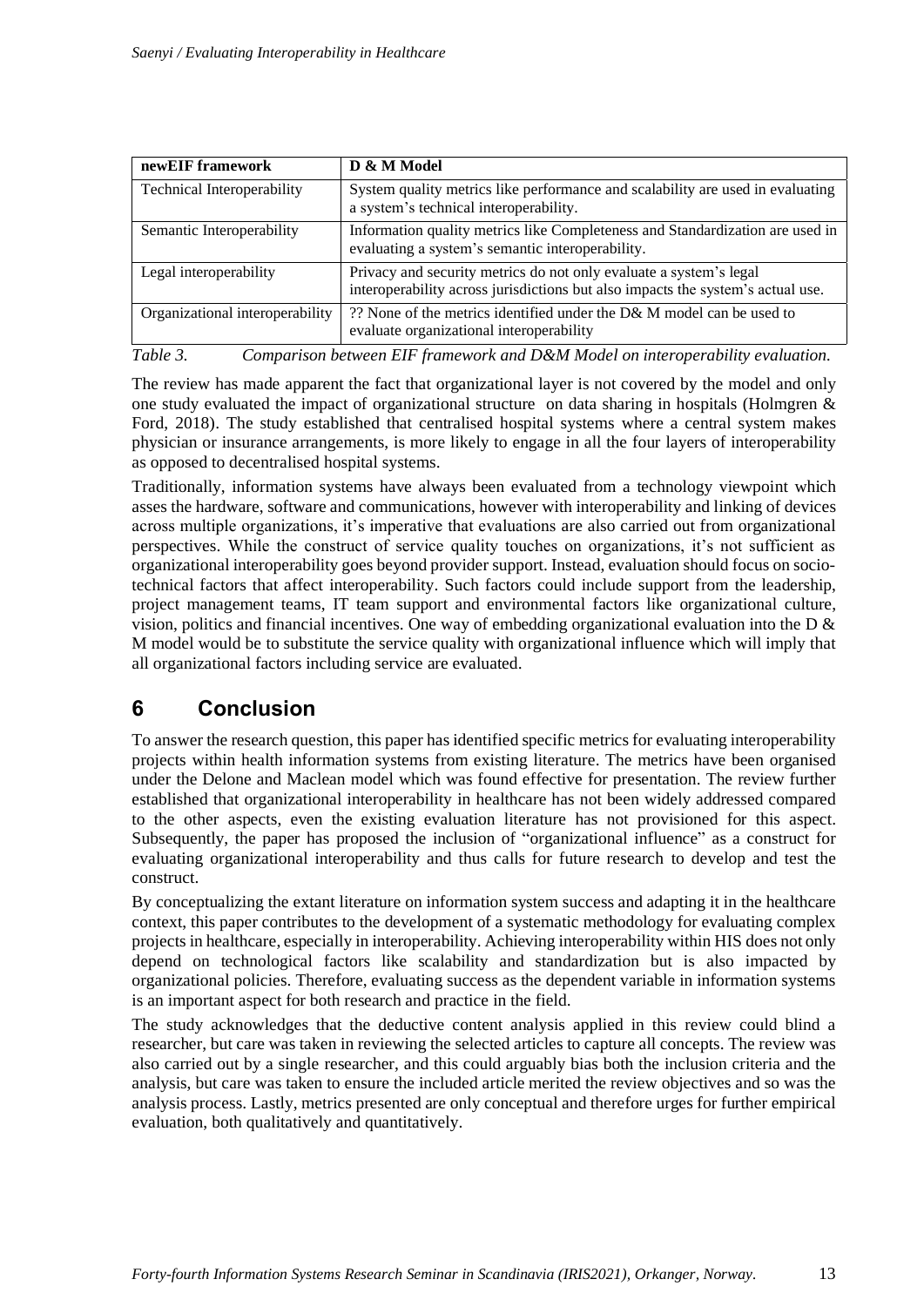| newEIF framework | D & M Model |
|---|---|
| Technical Interoperability | System quality metrics like performance and scalability are used in evaluating a system's technical interoperability. |
| Semantic Interoperability | Information quality metrics like Completeness and Standardization are used in evaluating a system's semantic interoperability. |
| Legal interoperability | Privacy and security metrics do not only evaluate a system's legal interoperability across jurisdictions but also impacts the system's actual use. |
| Organizational interoperability | ?? None of the metrics identified under the D& M model can be used to evaluate organizational interoperability |

*Table 3. Comparison between EIF framework and D&M Model on interoperability evaluation.*

The review has made apparent the fact that organizational layer is not covered by the model and only one study evaluated the impact of organizational structure on data sharing in hospitals (Holmgren & Ford, 2018). The study established that centralised hospital systems where a central system makes physician or insurance arrangements, is more likely to engage in all the four layers of interoperability as opposed to decentralised hospital systems.

Traditionally, information systems have always been evaluated from a technology viewpoint which asses the hardware, software and communications, however with interoperability and linking of devices across multiple organizations, it's imperative that evaluations are also carried out from organizational perspectives. While the construct of service quality touches on organizations, it's not sufficient as organizational interoperability goes beyond provider support. Instead, evaluation should focus on socio-technical factors that affect interoperability. Such factors could include support from the leadership, project management teams, IT team support and environmental factors like organizational culture, vision, politics and financial incentives. One way of embedding organizational evaluation into the D & M model would be to substitute the service quality with organizational influence which will imply that all organizational factors including service are evaluated.

## 6 Conclusion

To answer the research question, this paper has identified specific metrics for evaluating interoperability projects within health information systems from existing literature. The metrics have been organised under the Delone and Maclean model which was found effective for presentation. The review further established that organizational interoperability in healthcare has not been widely addressed compared to the other aspects, even the existing evaluation literature has not provisioned for this aspect. Subsequently, the paper has proposed the inclusion of "organizational influence" as a construct for evaluating organizational interoperability and thus calls for future research to develop and test the construct.

By conceptualizing the extant literature on information system success and adapting it in the healthcare context, this paper contributes to the development of a systematic methodology for evaluating complex projects in healthcare, especially in interoperability. Achieving interoperability within HIS does not only depend on technological factors like scalability and standardization but is also impacted by organizational policies. Therefore, evaluating success as the dependent variable in information systems is an important aspect for both research and practice in the field.

The study acknowledges that the deductive content analysis applied in this review could blind a researcher, but care was taken in reviewing the selected articles to capture all concepts. The review was also carried out by a single researcher, and this could arguably bias both the inclusion criteria and the analysis, but care was taken to ensure the included article merited the review objectives and so was the analysis process. Lastly, metrics presented are only conceptual and therefore urges for further empirical evaluation, both qualitatively and quantitatively.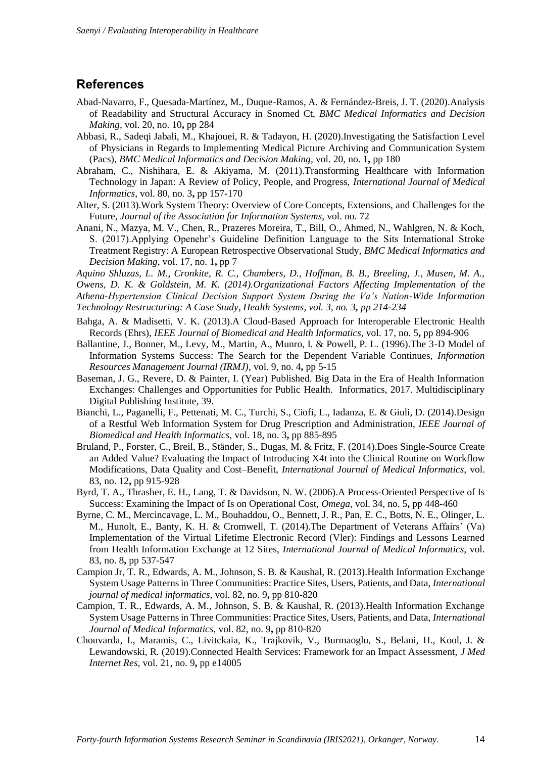## References

Abad-Navarro, F., Quesada-Martínez, M., Duque-Ramos, A. & Fernández-Breis, J. T. (2020).Analysis of Readability and Structural Accuracy in Snomed Ct, *BMC Medical Informatics and Decision Making,* vol. 20, no. 10**,** pp 284

Abbasi, R., Sadeqi Jabali, M., Khajouei, R. & Tadayon, H. (2020).Investigating the Satisfaction Level of Physicians in Regards to Implementing Medical Picture Archiving and Communication System (Pacs), *BMC Medical Informatics and Decision Making,* vol. 20, no. 1**,** pp 180

Abraham, C., Nishihara, E. & Akiyama, M. (2011).Transforming Healthcare with Information Technology in Japan: A Review of Policy, People, and Progress, *International Journal of Medical Informatics,* vol. 80, no. 3**,** pp 157-170

Alter, S. (2013).Work System Theory: Overview of Core Concepts, Extensions, and Challenges for the Future, *Journal of the Association for Information Systems,* vol. no. 72

Anani, N., Mazya, M. V., Chen, R., Prazeres Moreira, T., Bill, O., Ahmed, N., Wahlgren, N. & Koch, S. (2017).Applying Openehr's Guideline Definition Language to the Sits International Stroke Treatment Registry: A European Retrospective Observational Study, *BMC Medical Informatics and Decision Making,* vol. 17, no. 1**,** pp 7

*Aquino Shluzas, L. M., Cronkite, R. C., Chambers, D., Hoffman, B. B., Breeling, J., Musen, M. A., Owens, D. K. & Goldstein, M. K. (2014).Organizational Factors Affecting Implementation of the Athena-Hypertension Clinical Decision Support System During the Va's Nation-Wide Information Technology Restructuring: A Case Study, Health Systems, vol. 3, no. 3, pp 214-234*

Bahga, A. & Madisetti, V. K. (2013).A Cloud-Based Approach for Interoperable Electronic Health Records (Ehrs), *IEEE Journal of Biomedical and Health Informatics,* vol. 17, no. 5**,** pp 894-906

Ballantine, J., Bonner, M., Levy, M., Martin, A., Munro, I. & Powell, P. L. (1996).The 3-D Model of Information Systems Success: The Search for the Dependent Variable Continues, *Information Resources Management Journal (IRMJ),* vol. 9, no. 4**,** pp 5-15

Baseman, J. G., Revere, D. & Painter, I. (Year) Published. Big Data in the Era of Health Information Exchanges: Challenges and Opportunities for Public Health. Informatics, 2017. Multidisciplinary Digital Publishing Institute, 39.

Bianchi, L., Paganelli, F., Pettenati, M. C., Turchi, S., Ciofi, L., Iadanza, E. & Giuli, D. (2014).Design of a Restful Web Information System for Drug Prescription and Administration, *IEEE Journal of Biomedical and Health Informatics,* vol. 18, no. 3**,** pp 885-895

Bruland, P., Forster, C., Breil, B., Ständer, S., Dugas, M. & Fritz, F. (2014).Does Single-Source Create an Added Value? Evaluating the Impact of Introducing X4t into the Clinical Routine on Workflow Modifications, Data Quality and Cost–Benefit, *International Journal of Medical Informatics,* vol. 83, no. 12**,** pp 915-928

Byrd, T. A., Thrasher, E. H., Lang, T. & Davidson, N. W. (2006).A Process-Oriented Perspective of Is Success: Examining the Impact of Is on Operational Cost, *Omega,* vol. 34, no. 5**,** pp 448-460

Byrne, C. M., Mercincavage, L. M., Bouhaddou, O., Bennett, J. R., Pan, E. C., Botts, N. E., Olinger, L. M., Hunolt, E., Banty, K. H. & Cromwell, T. (2014).The Department of Veterans Affairs' (Va) Implementation of the Virtual Lifetime Electronic Record (Vler): Findings and Lessons Learned from Health Information Exchange at 12 Sites, *International Journal of Medical Informatics,* vol. 83, no. 8**,** pp 537-547

Campion Jr, T. R., Edwards, A. M., Johnson, S. B. & Kaushal, R. (2013).Health Information Exchange System Usage Patterns in Three Communities: Practice Sites, Users, Patients, and Data, *International journal of medical informatics,* vol. 82, no. 9**,** pp 810-820

Campion, T. R., Edwards, A. M., Johnson, S. B. & Kaushal, R. (2013).Health Information Exchange System Usage Patterns in Three Communities: Practice Sites, Users, Patients, and Data, *International Journal of Medical Informatics,* vol. 82, no. 9**,** pp 810-820

Chouvarda, I., Maramis, C., Livitckaia, K., Trajkovik, V., Burmaoglu, S., Belani, H., Kool, J. & Lewandowski, R. (2019).Connected Health Services: Framework for an Impact Assessment, *J Med Internet Res,* vol. 21, no. 9**,** pp e14005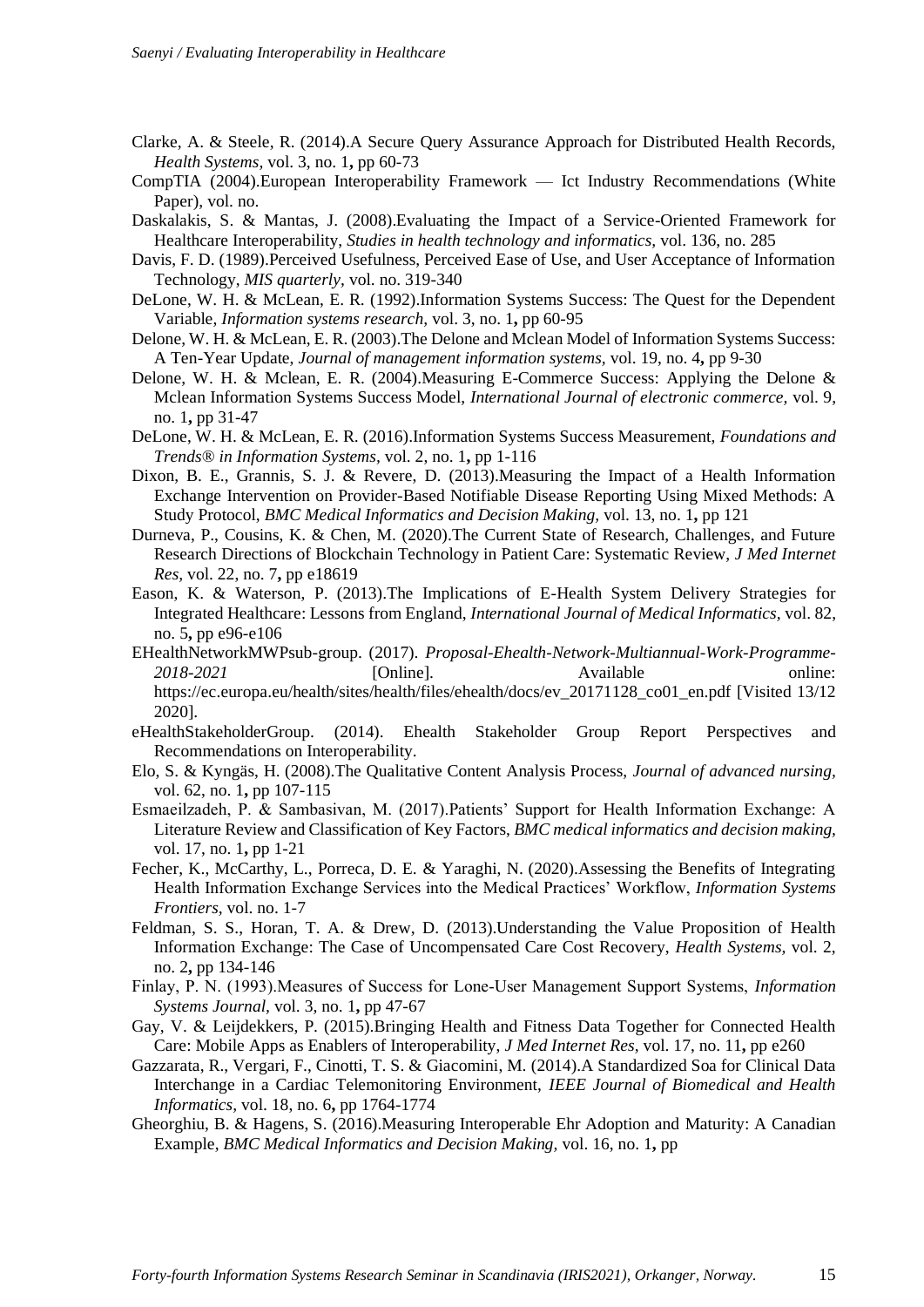Clarke, A. & Steele, R. (2014).A Secure Query Assurance Approach for Distributed Health Records, *Health Systems,* vol. 3, no. 1**,** pp 60-73

CompTIA (2004).European Interoperability Framework — Ict Industry Recommendations (White Paper), vol. no.

Daskalakis, S. & Mantas, J. (2008).Evaluating the Impact of a Service-Oriented Framework for Healthcare Interoperability, *Studies in health technology and informatics,* vol. 136, no. 285

Davis, F. D. (1989).Perceived Usefulness, Perceived Ease of Use, and User Acceptance of Information Technology, *MIS quarterly,* vol. no. 319-340

DeLone, W. H. & McLean, E. R. (1992).Information Systems Success: The Quest for the Dependent Variable, *Information systems research,* vol. 3, no. 1**,** pp 60-95

Delone, W. H. & McLean, E. R. (2003).The Delone and Mclean Model of Information Systems Success: A Ten-Year Update, *Journal of management information systems,* vol. 19, no. 4**,** pp 9-30

Delone, W. H. & Mclean, E. R. (2004).Measuring E-Commerce Success: Applying the Delone & Mclean Information Systems Success Model, *International Journal of electronic commerce,* vol. 9, no. 1**,** pp 31-47

DeLone, W. H. & McLean, E. R. (2016).Information Systems Success Measurement, *Foundations and Trends® in Information Systems,* vol. 2, no. 1**,** pp 1-116

Dixon, B. E., Grannis, S. J. & Revere, D. (2013).Measuring the Impact of a Health Information Exchange Intervention on Provider-Based Notifiable Disease Reporting Using Mixed Methods: A Study Protocol, *BMC Medical Informatics and Decision Making,* vol. 13, no. 1**,** pp 121

Durneva, P., Cousins, K. & Chen, M. (2020).The Current State of Research, Challenges, and Future Research Directions of Blockchain Technology in Patient Care: Systematic Review, *J Med Internet Res,* vol. 22, no. 7**,** pp e18619

Eason, K. & Waterson, P. (2013).The Implications of E-Health System Delivery Strategies for Integrated Healthcare: Lessons from England, *International Journal of Medical Informatics,* vol. 82, no. 5**,** pp e96-e106

EHealthNetworkMWPsub-group. (2017). *Proposal-Ehealth-Network-Multiannual-Work-Programme-2018-2021* [Online]. Available online: https://ec.europa.eu/health/sites/health/files/ehealth/docs/ev_20171128_co01_en.pdf [Visited 13/12 2020].

eHealthStakeholderGroup. (2014). Ehealth Stakeholder Group Report Perspectives and Recommendations on Interoperability.

Elo, S. & Kyngäs, H. (2008).The Qualitative Content Analysis Process, *Journal of advanced nursing,* vol. 62, no. 1**,** pp 107-115

Esmaeilzadeh, P. & Sambasivan, M. (2017).Patients' Support for Health Information Exchange: A Literature Review and Classification of Key Factors, *BMC medical informatics and decision making,* vol. 17, no. 1**,** pp 1-21

Fecher, K., McCarthy, L., Porreca, D. E. & Yaraghi, N. (2020).Assessing the Benefits of Integrating Health Information Exchange Services into the Medical Practices' Workflow, *Information Systems Frontiers,* vol. no. 1-7

Feldman, S. S., Horan, T. A. & Drew, D. (2013).Understanding the Value Proposition of Health Information Exchange: The Case of Uncompensated Care Cost Recovery, *Health Systems,* vol. 2, no. 2**,** pp 134-146

Finlay, P. N. (1993).Measures of Success for Lone-User Management Support Systems, *Information Systems Journal,* vol. 3, no. 1**,** pp 47-67

Gay, V. & Leijdekkers, P. (2015).Bringing Health and Fitness Data Together for Connected Health Care: Mobile Apps as Enablers of Interoperability, *J Med Internet Res,* vol. 17, no. 11**,** pp e260

Gazzarata, R., Vergari, F., Cinotti, T. S. & Giacomini, M. (2014).A Standardized Soa for Clinical Data Interchange in a Cardiac Telemonitoring Environment, *IEEE Journal of Biomedical and Health Informatics,* vol. 18, no. 6**,** pp 1764-1774

Gheorghiu, B. & Hagens, S. (2016).Measuring Interoperable Ehr Adoption and Maturity: A Canadian Example, *BMC Medical Informatics and Decision Making,* vol. 16, no. 1**,** pp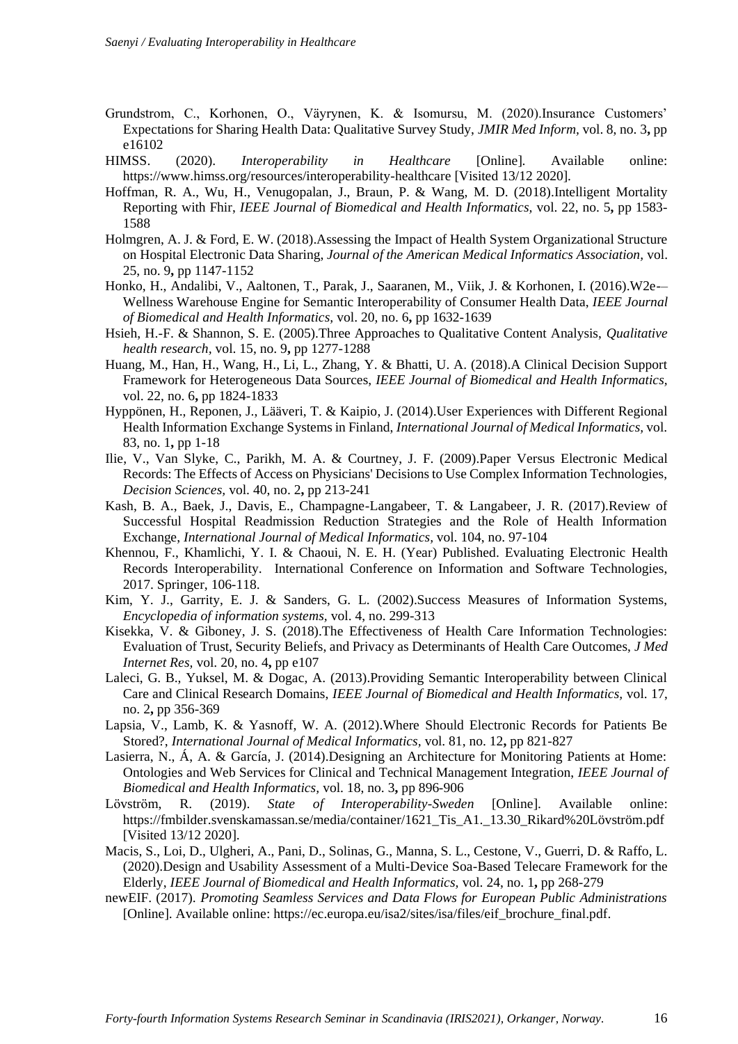Grundstrom, C., Korhonen, O., Väyrynen, K. & Isomursu, M. (2020).Insurance Customers' Expectations for Sharing Health Data: Qualitative Survey Study, *JMIR Med Inform,* vol. 8, no. 3**,** pp e16102

HIMSS. (2020). *Interoperability in Healthcare* [Online]. Available online: https://www.himss.org/resources/interoperability-healthcare [Visited 13/12 2020].

Hoffman, R. A., Wu, H., Venugopalan, J., Braun, P. & Wang, M. D. (2018).Intelligent Mortality Reporting with Fhir, *IEEE Journal of Biomedical and Health Informatics,* vol. 22, no. 5**,** pp 1583-1588

Holmgren, A. J. & Ford, E. W. (2018).Assessing the Impact of Health System Organizational Structure on Hospital Electronic Data Sharing, *Journal of the American Medical Informatics Association,* vol. 25, no. 9**,** pp 1147-1152

Honko, H., Andalibi, V., Aaltonen, T., Parak, J., Saaranen, M., Viik, J. & Korhonen, I. (2016).W2e-–Wellness Warehouse Engine for Semantic Interoperability of Consumer Health Data, *IEEE Journal of Biomedical and Health Informatics,* vol. 20, no. 6**,** pp 1632-1639

Hsieh, H.-F. & Shannon, S. E. (2005).Three Approaches to Qualitative Content Analysis, *Qualitative health research,* vol. 15, no. 9**,** pp 1277-1288

Huang, M., Han, H., Wang, H., Li, L., Zhang, Y. & Bhatti, U. A. (2018).A Clinical Decision Support Framework for Heterogeneous Data Sources, *IEEE Journal of Biomedical and Health Informatics,* vol. 22, no. 6**,** pp 1824-1833

Hyppönen, H., Reponen, J., Lääveri, T. & Kaipio, J. (2014).User Experiences with Different Regional Health Information Exchange Systems in Finland, *International Journal of Medical Informatics,* vol. 83, no. 1**,** pp 1-18

Ilie, V., Van Slyke, C., Parikh, M. A. & Courtney, J. F. (2009).Paper Versus Electronic Medical Records: The Effects of Access on Physicians' Decisions to Use Complex Information Technologies, *Decision Sciences,* vol. 40, no. 2**,** pp 213-241

Kash, B. A., Baek, J., Davis, E., Champagne-Langabeer, T. & Langabeer, J. R. (2017).Review of Successful Hospital Readmission Reduction Strategies and the Role of Health Information Exchange, *International Journal of Medical Informatics,* vol. 104, no. 97-104

Khennou, F., Khamlichi, Y. I. & Chaoui, N. E. H. (Year) Published. Evaluating Electronic Health Records Interoperability. International Conference on Information and Software Technologies, 2017. Springer, 106-118.

Kim, Y. J., Garrity, E. J. & Sanders, G. L. (2002).Success Measures of Information Systems, *Encyclopedia of information systems,* vol. 4, no. 299-313

Kisekka, V. & Giboney, J. S. (2018).The Effectiveness of Health Care Information Technologies: Evaluation of Trust, Security Beliefs, and Privacy as Determinants of Health Care Outcomes, *J Med Internet Res,* vol. 20, no. 4**,** pp e107

Laleci, G. B., Yuksel, M. & Dogac, A. (2013).Providing Semantic Interoperability between Clinical Care and Clinical Research Domains, *IEEE Journal of Biomedical and Health Informatics,* vol. 17, no. 2**,** pp 356-369

Lapsia, V., Lamb, K. & Yasnoff, W. A. (2012).Where Should Electronic Records for Patients Be Stored?, *International Journal of Medical Informatics,* vol. 81, no. 12**,** pp 821-827

Lasierra, N., Á, A. & García, J. (2014).Designing an Architecture for Monitoring Patients at Home: Ontologies and Web Services for Clinical and Technical Management Integration, *IEEE Journal of Biomedical and Health Informatics,* vol. 18, no. 3**,** pp 896-906

Lövström, R. (2019). *State of Interoperability-Sweden* [Online]. Available online: https://fmbilder.svenskamassan.se/media/container/1621_Tis_A1._13.30_Rikard%20Lövström.pdf [Visited 13/12 2020].

Macis, S., Loi, D., Ulgheri, A., Pani, D., Solinas, G., Manna, S. L., Cestone, V., Guerri, D. & Raffo, L. (2020).Design and Usability Assessment of a Multi-Device Soa-Based Telecare Framework for the Elderly, *IEEE Journal of Biomedical and Health Informatics,* vol. 24, no. 1**,** pp 268-279

newEIF. (2017). *Promoting Seamless Services and Data Flows for European Public Administrations* [Online]. Available online: https://ec.europa.eu/isa2/sites/isa/files/eif_brochure_final.pdf.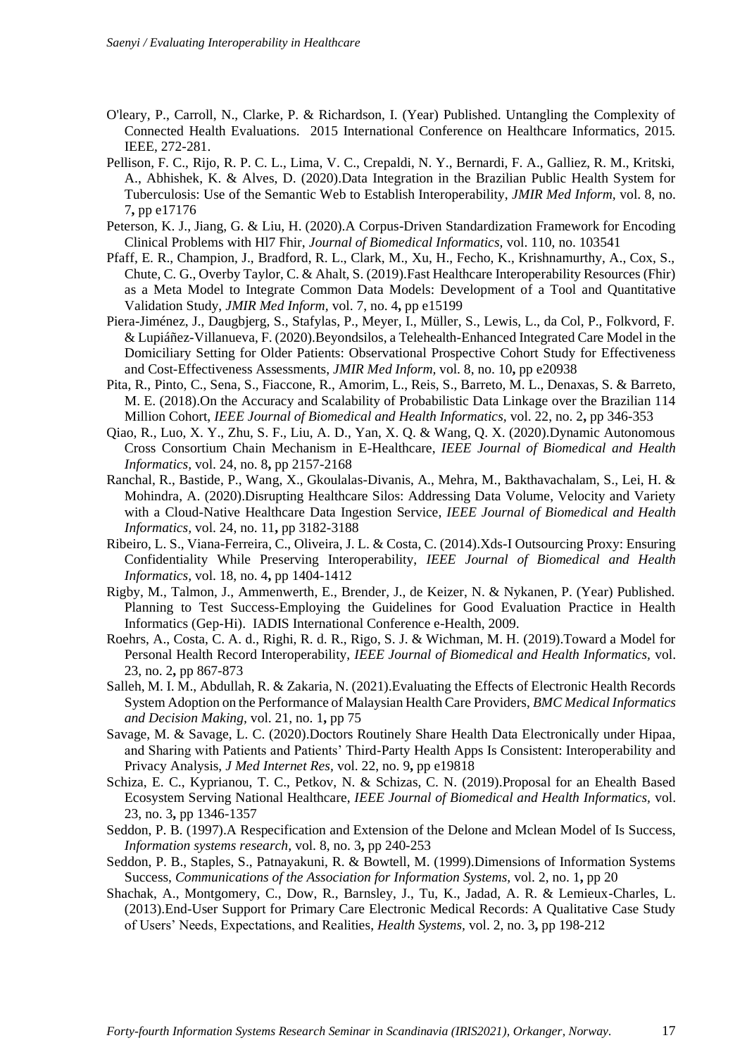O'leary, P., Carroll, N., Clarke, P. & Richardson, I. (Year) Published. Untangling the Complexity of Connected Health Evaluations. 2015 International Conference on Healthcare Informatics, 2015. IEEE, 272-281.

Pellison, F. C., Rijo, R. P. C. L., Lima, V. C., Crepaldi, N. Y., Bernardi, F. A., Galliez, R. M., Kritski, A., Abhishek, K. & Alves, D. (2020).Data Integration in the Brazilian Public Health System for Tuberculosis: Use of the Semantic Web to Establish Interoperability, *JMIR Med Inform*, vol. 8, no. 7**,** pp e17176

Peterson, K. J., Jiang, G. & Liu, H. (2020).A Corpus-Driven Standardization Framework for Encoding Clinical Problems with Hl7 Fhir, *Journal of Biomedical Informatics*, vol. 110, no. 103541

Pfaff, E. R., Champion, J., Bradford, R. L., Clark, M., Xu, H., Fecho, K., Krishnamurthy, A., Cox, S., Chute, C. G., Overby Taylor, C. & Ahalt, S. (2019).Fast Healthcare Interoperability Resources (Fhir) as a Meta Model to Integrate Common Data Models: Development of a Tool and Quantitative Validation Study, *JMIR Med Inform*, vol. 7, no. 4**,** pp e15199

Piera-Jiménez, J., Daugbjerg, S., Stafylas, P., Meyer, I., Müller, S., Lewis, L., da Col, P., Folkvord, F. & Lupiáñez-Villanueva, F. (2020).Beyondsilos, a Telehealth-Enhanced Integrated Care Model in the Domiciliary Setting for Older Patients: Observational Prospective Cohort Study for Effectiveness and Cost-Effectiveness Assessments, *JMIR Med Inform*, vol. 8, no. 10**,** pp e20938

Pita, R., Pinto, C., Sena, S., Fiaccone, R., Amorim, L., Reis, S., Barreto, M. L., Denaxas, S. & Barreto, M. E. (2018).On the Accuracy and Scalability of Probabilistic Data Linkage over the Brazilian 114 Million Cohort, *IEEE Journal of Biomedical and Health Informatics*, vol. 22, no. 2**,** pp 346-353

Qiao, R., Luo, X. Y., Zhu, S. F., Liu, A. D., Yan, X. Q. & Wang, Q. X. (2020).Dynamic Autonomous Cross Consortium Chain Mechanism in E-Healthcare, *IEEE Journal of Biomedical and Health Informatics*, vol. 24, no. 8**,** pp 2157-2168

Ranchal, R., Bastide, P., Wang, X., Gkoulalas-Divanis, A., Mehra, M., Bakthavachalam, S., Lei, H. & Mohindra, A. (2020).Disrupting Healthcare Silos: Addressing Data Volume, Velocity and Variety with a Cloud-Native Healthcare Data Ingestion Service, *IEEE Journal of Biomedical and Health Informatics*, vol. 24, no. 11**,** pp 3182-3188

Ribeiro, L. S., Viana-Ferreira, C., Oliveira, J. L. & Costa, C. (2014).Xds-I Outsourcing Proxy: Ensuring Confidentiality While Preserving Interoperability, *IEEE Journal of Biomedical and Health Informatics*, vol. 18, no. 4**,** pp 1404-1412

Rigby, M., Talmon, J., Ammenwerth, E., Brender, J., de Keizer, N. & Nykanen, P. (Year) Published. Planning to Test Success-Employing the Guidelines for Good Evaluation Practice in Health Informatics (Gep-Hi). IADIS International Conference e-Health, 2009.

Roehrs, A., Costa, C. A. d., Righi, R. d. R., Rigo, S. J. & Wichman, M. H. (2019).Toward a Model for Personal Health Record Interoperability, *IEEE Journal of Biomedical and Health Informatics*, vol. 23, no. 2**,** pp 867-873

Salleh, M. I. M., Abdullah, R. & Zakaria, N. (2021).Evaluating the Effects of Electronic Health Records System Adoption on the Performance of Malaysian Health Care Providers, *BMC Medical Informatics and Decision Making*, vol. 21, no. 1**,** pp 75

Savage, M. & Savage, L. C. (2020).Doctors Routinely Share Health Data Electronically under Hipaa, and Sharing with Patients and Patients' Third-Party Health Apps Is Consistent: Interoperability and Privacy Analysis, *J Med Internet Res*, vol. 22, no. 9**,** pp e19818

Schiza, E. C., Kyprianou, T. C., Petkov, N. & Schizas, C. N. (2019).Proposal for an Ehealth Based Ecosystem Serving National Healthcare, *IEEE Journal of Biomedical and Health Informatics*, vol. 23, no. 3**,** pp 1346-1357

Seddon, P. B. (1997).A Respecification and Extension of the Delone and Mclean Model of Is Success, *Information systems research*, vol. 8, no. 3**,** pp 240-253

Seddon, P. B., Staples, S., Patnayakuni, R. & Bowtell, M. (1999).Dimensions of Information Systems Success, *Communications of the Association for Information Systems*, vol. 2, no. 1**,** pp 20

Shachak, A., Montgomery, C., Dow, R., Barnsley, J., Tu, K., Jadad, A. R. & Lemieux-Charles, L. (2013).End-User Support for Primary Care Electronic Medical Records: A Qualitative Case Study of Users' Needs, Expectations, and Realities, *Health Systems*, vol. 2, no. 3**,** pp 198-212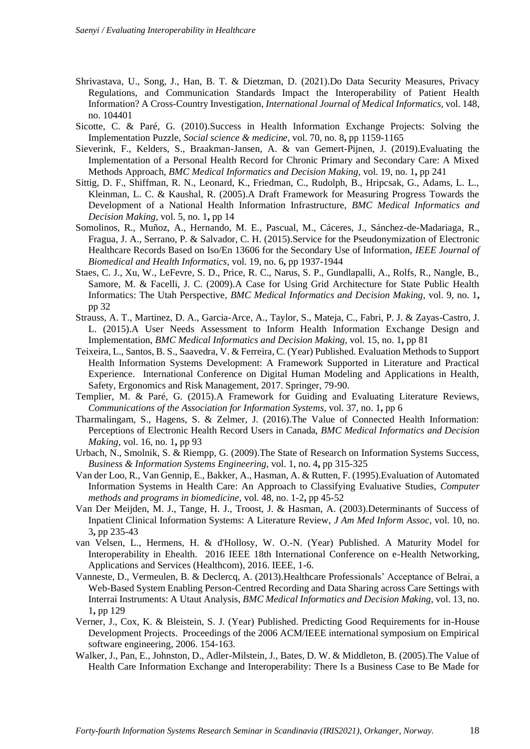Shrivastava, U., Song, J., Han, B. T. & Dietzman, D. (2021).Do Data Security Measures, Privacy Regulations, and Communication Standards Impact the Interoperability of Patient Health Information? A Cross-Country Investigation, *International Journal of Medical Informatics,* vol. 148, no. 104401

Sicotte, C. & Paré, G. (2010).Success in Health Information Exchange Projects: Solving the Implementation Puzzle, *Social science & medicine,* vol. 70, no. 8**,** pp 1159-1165

Sieverink, F., Kelders, S., Braakman-Jansen, A. & van Gemert-Pijnen, J. (2019).Evaluating the Implementation of a Personal Health Record for Chronic Primary and Secondary Care: A Mixed Methods Approach, *BMC Medical Informatics and Decision Making,* vol. 19, no. 1**,** pp 241

Sittig, D. F., Shiffman, R. N., Leonard, K., Friedman, C., Rudolph, B., Hripcsak, G., Adams, L. L., Kleinman, L. C. & Kaushal, R. (2005).A Draft Framework for Measuring Progress Towards the Development of a National Health Information Infrastructure, *BMC Medical Informatics and Decision Making,* vol. 5, no. 1**,** pp 14

Somolinos, R., Muñoz, A., Hernando, M. E., Pascual, M., Cáceres, J., Sánchez-de-Madariaga, R., Fragua, J. A., Serrano, P. & Salvador, C. H. (2015).Service for the Pseudonymization of Electronic Healthcare Records Based on Iso/En 13606 for the Secondary Use of Information, *IEEE Journal of Biomedical and Health Informatics,* vol. 19, no. 6**,** pp 1937-1944

Staes, C. J., Xu, W., LeFevre, S. D., Price, R. C., Narus, S. P., Gundlapalli, A., Rolfs, R., Nangle, B., Samore, M. & Facelli, J. C. (2009).A Case for Using Grid Architecture for State Public Health Informatics: The Utah Perspective, *BMC Medical Informatics and Decision Making,* vol. 9, no. 1**,** pp 32

Strauss, A. T., Martinez, D. A., Garcia-Arce, A., Taylor, S., Mateja, C., Fabri, P. J. & Zayas-Castro, J. L. (2015).A User Needs Assessment to Inform Health Information Exchange Design and Implementation, *BMC Medical Informatics and Decision Making,* vol. 15, no. 1**,** pp 81

Teixeira, L., Santos, B. S., Saavedra, V. & Ferreira, C. (Year) Published. Evaluation Methods to Support Health Information Systems Development: A Framework Supported in Literature and Practical Experience. International Conference on Digital Human Modeling and Applications in Health, Safety, Ergonomics and Risk Management, 2017. Springer, 79-90.

Templier, M. & Paré, G. (2015).A Framework for Guiding and Evaluating Literature Reviews, *Communications of the Association for Information Systems,* vol. 37, no. 1**,** pp 6

Tharmalingam, S., Hagens, S. & Zelmer, J. (2016).The Value of Connected Health Information: Perceptions of Electronic Health Record Users in Canada, *BMC Medical Informatics and Decision Making,* vol. 16, no. 1**,** pp 93

Urbach, N., Smolnik, S. & Riempp, G. (2009).The State of Research on Information Systems Success, *Business & Information Systems Engineering,* vol. 1, no. 4**,** pp 315-325

Van der Loo, R., Van Gennip, E., Bakker, A., Hasman, A. & Rutten, F. (1995).Evaluation of Automated Information Systems in Health Care: An Approach to Classifying Evaluative Studies, *Computer methods and programs in biomedicine,* vol. 48, no. 1-2**,** pp 45-52

Van Der Meijden, M. J., Tange, H. J., Troost, J. & Hasman, A. (2003).Determinants of Success of Inpatient Clinical Information Systems: A Literature Review, *J Am Med Inform Assoc,* vol. 10, no. 3**,** pp 235-43

van Velsen, L., Hermens, H. & d'Hollosy, W. O.-N. (Year) Published. A Maturity Model for Interoperability in Ehealth. 2016 IEEE 18th International Conference on e-Health Networking, Applications and Services (Healthcom), 2016. IEEE, 1-6.

Vanneste, D., Vermeulen, B. & Declercq, A. (2013).Healthcare Professionals' Acceptance of Belrai, a Web-Based System Enabling Person-Centred Recording and Data Sharing across Care Settings with Interrai Instruments: A Utaut Analysis, *BMC Medical Informatics and Decision Making,* vol. 13, no. 1**,** pp 129

Verner, J., Cox, K. & Bleistein, S. J. (Year) Published. Predicting Good Requirements for in-House Development Projects. Proceedings of the 2006 ACM/IEEE international symposium on Empirical software engineering, 2006. 154-163.

Walker, J., Pan, E., Johnston, D., Adler-Milstein, J., Bates, D. W. & Middleton, B. (2005).The Value of Health Care Information Exchange and Interoperability: There Is a Business Case to Be Made for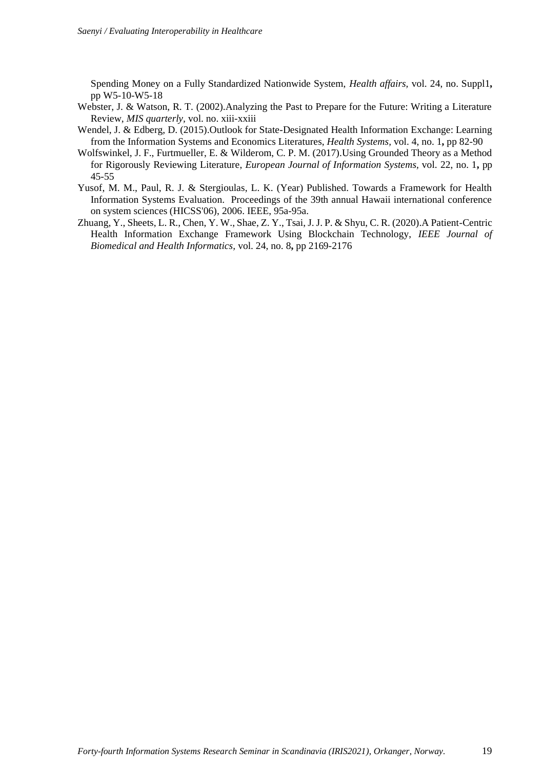Spending Money on a Fully Standardized Nationwide System, *Health affairs*, vol. 24, no. Suppl1**,** pp W5-10-W5-18

Webster, J. & Watson, R. T. (2002).Analyzing the Past to Prepare for the Future: Writing a Literature Review, *MIS quarterly*, vol. no. xiii-xxiii

Wendel, J. & Edberg, D. (2015).Outlook for State-Designated Health Information Exchange: Learning from the Information Systems and Economics Literatures, *Health Systems*, vol. 4, no. 1**,** pp 82-90

Wolfswinkel, J. F., Furtmueller, E. & Wilderom, C. P. M. (2017).Using Grounded Theory as a Method for Rigorously Reviewing Literature, *European Journal of Information Systems*, vol. 22, no. 1**,** pp 45-55

Yusof, M. M., Paul, R. J. & Stergioulas, L. K. (Year) Published. Towards a Framework for Health Information Systems Evaluation. Proceedings of the 39th annual Hawaii international conference on system sciences (HICSS'06), 2006. IEEE, 95a-95a.

Zhuang, Y., Sheets, L. R., Chen, Y. W., Shae, Z. Y., Tsai, J. J. P. & Shyu, C. R. (2020).A Patient-Centric Health Information Exchange Framework Using Blockchain Technology, *IEEE Journal of Biomedical and Health Informatics*, vol. 24, no. 8**,** pp 2169-2176